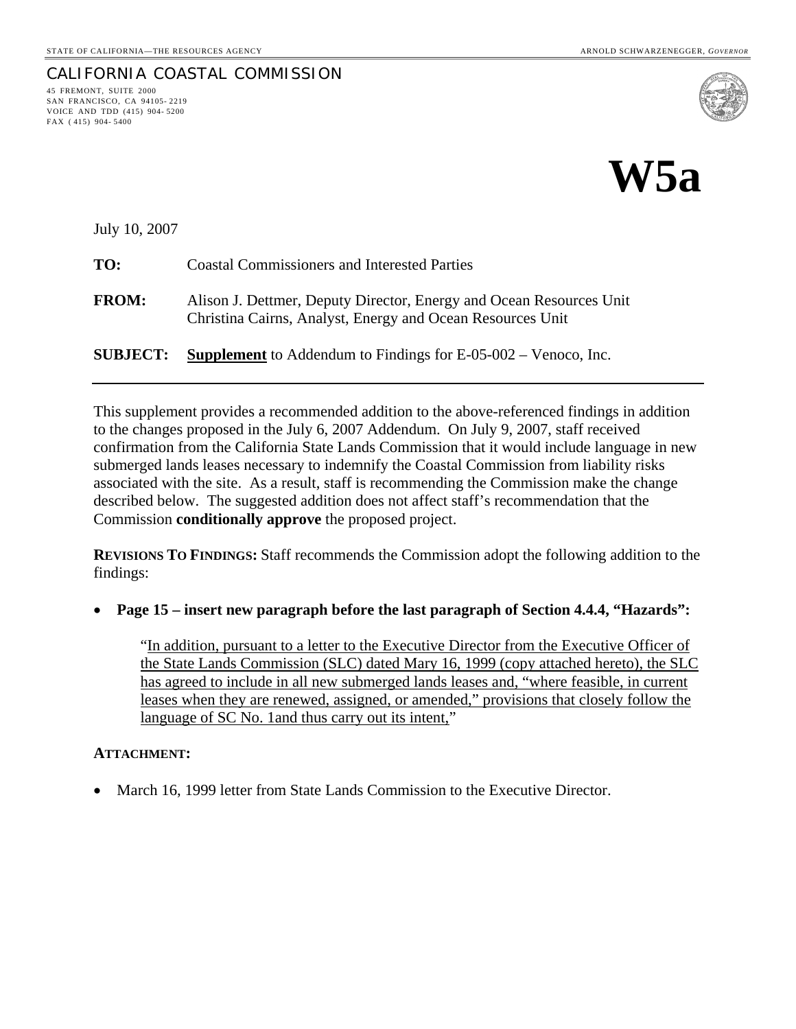STATE OF CALIFORNIA—THE RESOURCES AGENCY

ARNOLD SCHWARZENEGGER, *GOVERNOR*

CALIFORNIA COASTAL COMMISSION
45 FREMONT, SUITE 2000
SAN FRANCISCO, CA 94105-2219
VOICE AND TDD (415) 904-5200
FAX (415) 904-5400

# W5a

July 10, 2007

**TO:** Coastal Commissioners and Interested Parties

**FROM:** Alison J. Dettmer, Deputy Director, Energy and Ocean Resources Unit
Christina Cairns, Analyst, Energy and Ocean Resources Unit

**SUBJECT:** **Supplement** to Addendum to Findings for E-05-002 – Venoco, Inc.

---

This supplement provides a recommended addition to the above-referenced findings in addition to the changes proposed in the July 6, 2007 Addendum. On July 9, 2007, staff received confirmation from the California State Lands Commission that it would include language in new submerged lands leases necessary to indemnify the Coastal Commission from liability risks associated with the site. As a result, staff is recommending the Commission make the change described below. The suggested addition does not affect staff's recommendation that the Commission **conditionally approve** the proposed project.

**REVISIONS TO FINDINGS:** Staff recommends the Commission adopt the following addition to the findings:

- **Page 15 – insert new paragraph before the last paragraph of Section 4.4.4, "Hazards":**

  "<u>In addition, pursuant to a letter to the Executive Director from the Executive Officer of the State Lands Commission (SLC) dated Mary 16, 1999 (copy attached hereto), the SLC has agreed to include in all new submerged lands leases and, "where feasible, in current leases when they are renewed, assigned, or amended," provisions that closely follow the language of SC No. 1and thus carry out its intent,</u>"

**ATTACHMENT:**

- March 16, 1999 letter from State Lands Commission to the Executive Director.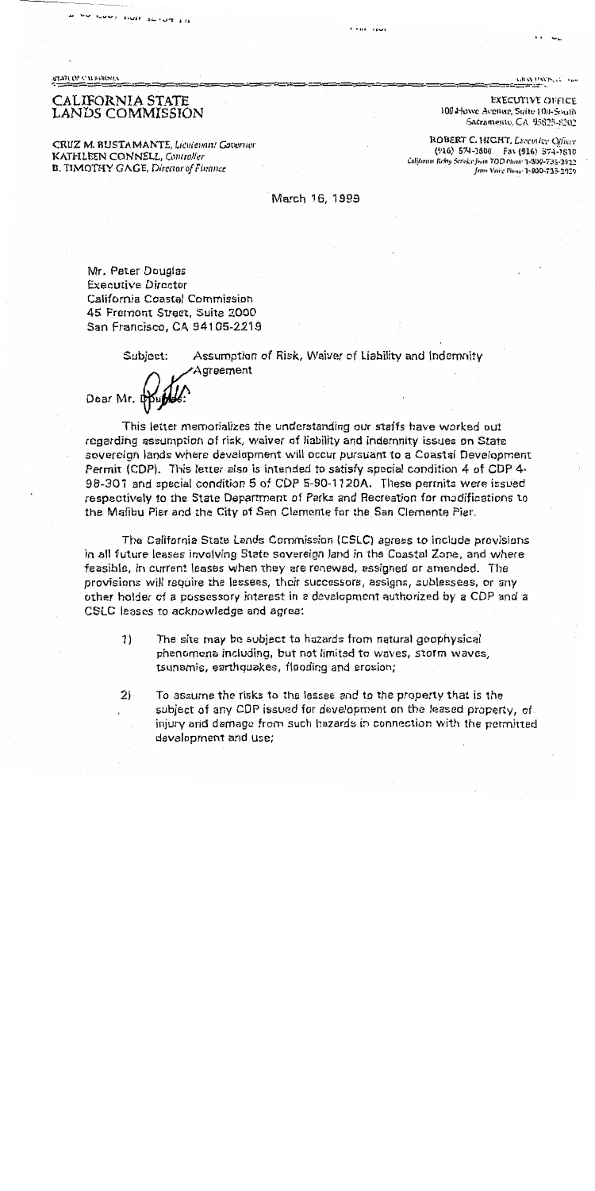STATE OF CALIFORNIA GRAY DAVIS, Governor

# CALIFORNIA STATE LANDS COMMISSION

CRUZ M. BUSTAMANTE, *Lieutenant Governor*
KATHLEEN CONNELL, *Controller*
B. TIMOTHY GAGE, *Director of Finance*

EXECUTIVE OFFICE
100 Howe Avenue, Suite 100-South
Sacramento, CA 95825-8202

ROBERT C. HIGHT, *Executive Officer*
(916) 574-1800 Fax (916) 574-1810
California Relay Service from TDD Phone 1-800-735-2922
from Voice Phone 1-800-735-2929

March 16, 1999

Mr. Peter Douglas
Executive Director
California Coastal Commission
45 Fremont Street, Suite 2000
San Francisco, CA 94105-2219

Subject: Assumption of Risk, Waiver of Liability and Indemnity Agreement

Dear Mr. Douglas:

This letter memorializes the understanding our staffs have worked out regarding assumption of risk, waiver of liability and indemnity issues on State sovereign lands where development will occur pursuant to a Coastal Development Permit (CDP). This letter also is intended to satisfy special condition 4 of CDP 4-98-301 and special condition 5 of CDP 5-90-1120A. These permits were issued respectively to the State Department of Parks and Recreation for modifications to the Malibu Pier and the City of San Clemente for the San Clemente Pier.

The California State Lands Commission (CSLC) agrees to include provisions in all future leases involving State sovereign land in the Coastal Zone, and where feasible, in current leases when they are renewed, assigned or amended. The provisions will require the lessees, their successors, assigns, sublessees, or any other holder of a possessory interest in a development authorized by a CDP and a CSLC leases to acknowledge and agree:

1) The site may be subject to hazards from natural geophysical phenomena including, but not limited to waves, storm waves, tsunamis, earthquakes, flooding and erosion;

2) To assume the risks to the lessee and to the property that is the subject of any CDP issued for development on the leased property, of injury and damage from such hazards in connection with the permitted development and use;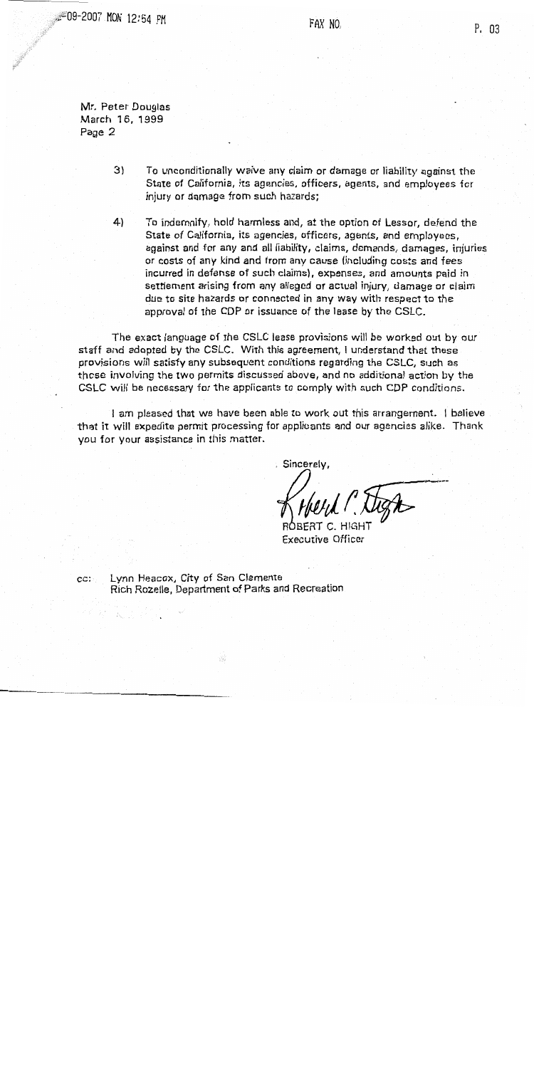Mr. Peter Douglas
March 16, 1999
Page 2

3) To unconditionally waive any claim or damage or liability against the State of California, its agencies, officers, agents, and employees for injury or damage from such hazards;

4) To indemnify, hold harmless and, at the option of Lessor, defend the State of California, its agencies, officers, agents, and employees, against and for any and all liability, claims, demands, damages, injuries or costs of any kind and from any cause (including costs and fees incurred in defense of such claims), expenses, and amounts paid in settlement arising from any alleged or actual injury, damage or claim due to site hazards or connected in any way with respect to the approval of the CDP or issuance of the lease by the CSLC.

The exact language of the CSLC lease provisions will be worked out by our staff and adopted by the CSLC. With this agreement, I understand that these provisions will satisfy any subsequent conditions regarding the CSLC, such as those involving the two permits discussed above, and no additional action by the CSLC will be necessary for the applicants to comply with such CDP conditions.

I am pleased that we have been able to work out this arrangement. I believe that it will expedite permit processing for applicants and our agencies alike. Thank you for your assistance in this matter.

Sincerely,

ROBERT C. HIGHT
Executive Officer

cc: Lynn Heacox, City of San Clemente
Rich Rozelle, Department of Parks and Recreation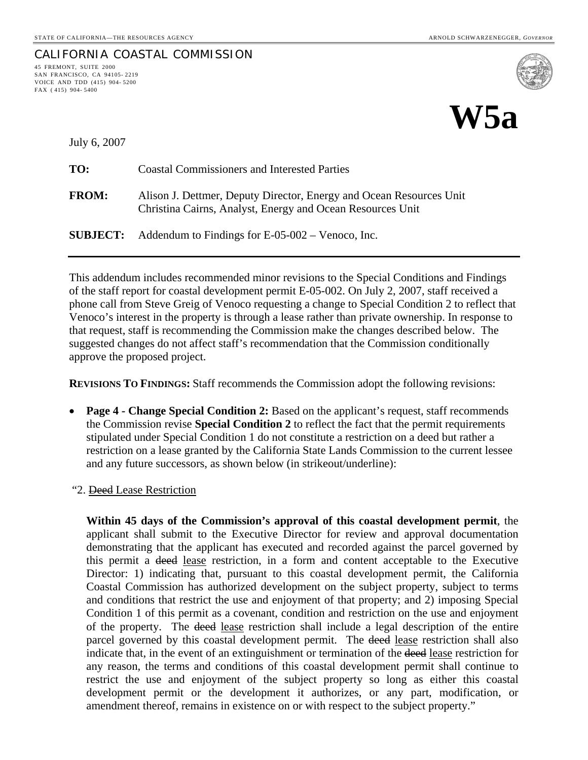STATE OF CALIFORNIA—THE RESOURCES AGENCY ARNOLD SCHWARZENEGGER, *GOVERNOR*

CALIFORNIA COASTAL COMMISSION
45 FREMONT, SUITE 2000
SAN FRANCISCO, CA 94105-2219
VOICE AND TDD (415) 904-5200
FAX (415) 904-5400

# W5a

July 6, 2007

**TO:** Coastal Commissioners and Interested Parties

**FROM:** Alison J. Dettmer, Deputy Director, Energy and Ocean Resources Unit
Christina Cairns, Analyst, Energy and Ocean Resources Unit

**SUBJECT:** Addendum to Findings for E-05-002 – Venoco, Inc.

---

This addendum includes recommended minor revisions to the Special Conditions and Findings of the staff report for coastal development permit E-05-002. On July 2, 2007, staff received a phone call from Steve Greig of Venoco requesting a change to Special Condition 2 to reflect that Venoco's interest in the property is through a lease rather than private ownership. In response to that request, staff is recommending the Commission make the changes described below. The suggested changes do not affect staff's recommendation that the Commission conditionally approve the proposed project.

**REVISIONS TO FINDINGS:** Staff recommends the Commission adopt the following revisions:

- **Page 4 - Change Special Condition 2:** Based on the applicant's request, staff recommends the Commission revise **Special Condition 2** to reflect the fact that the permit requirements stipulated under Special Condition 1 do not constitute a restriction on a deed but rather a restriction on a lease granted by the California State Lands Commission to the current lessee and any future successors, as shown below (in strikeout/underline):

"2. ~~Deed~~ <u>Lease Restriction</u>

**Within 45 days of the Commission's approval of this coastal development permit**, the applicant shall submit to the Executive Director for review and approval documentation demonstrating that the applicant has executed and recorded against the parcel governed by this permit a ~~deed~~ <u>lease</u> restriction, in a form and content acceptable to the Executive Director: 1) indicating that, pursuant to this coastal development permit, the California Coastal Commission has authorized development on the subject property, subject to terms and conditions that restrict the use and enjoyment of that property; and 2) imposing Special Condition 1 of this permit as a covenant, condition and restriction on the use and enjoyment of the property. The ~~deed~~ <u>lease</u> restriction shall include a legal description of the entire parcel governed by this coastal development permit. The ~~deed~~ <u>lease</u> restriction shall also indicate that, in the event of an extinguishment or termination of the ~~deed~~ <u>lease</u> restriction for any reason, the terms and conditions of this coastal development permit shall continue to restrict the use and enjoyment of the subject property so long as either this coastal development permit or the development it authorizes, or any part, modification, or amendment thereof, remains in existence on or with respect to the subject property."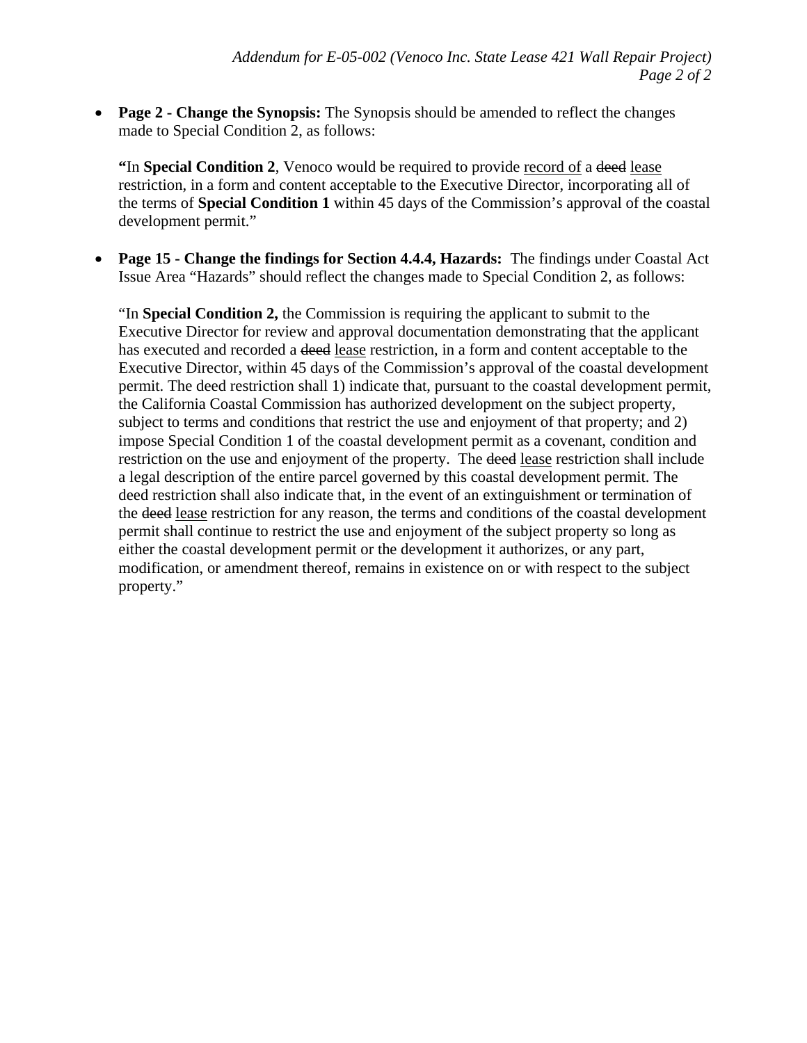- **Page 2 - Change the Synopsis:** The Synopsis should be amended to reflect the changes made to Special Condition 2, as follows:

  **"**In **Special Condition 2**, Venoco would be required to provide <u>record of</u> a ~~deed~~ <u>lease</u> restriction, in a form and content acceptable to the Executive Director, incorporating all of the terms of **Special Condition 1** within 45 days of the Commission's approval of the coastal development permit."

- **Page 15 - Change the findings for Section 4.4.4, Hazards:** The findings under Coastal Act Issue Area "Hazards" should reflect the changes made to Special Condition 2, as follows:

  "In **Special Condition 2,** the Commission is requiring the applicant to submit to the Executive Director for review and approval documentation demonstrating that the applicant has executed and recorded a ~~deed~~ <u>lease</u> restriction, in a form and content acceptable to the Executive Director, within 45 days of the Commission's approval of the coastal development permit. The deed restriction shall 1) indicate that, pursuant to the coastal development permit, the California Coastal Commission has authorized development on the subject property, subject to terms and conditions that restrict the use and enjoyment of that property; and 2) impose Special Condition 1 of the coastal development permit as a covenant, condition and restriction on the use and enjoyment of the property. The ~~deed~~ <u>lease</u> restriction shall include a legal description of the entire parcel governed by this coastal development permit. The deed restriction shall also indicate that, in the event of an extinguishment or termination of the ~~deed~~ <u>lease</u> restriction for any reason, the terms and conditions of the coastal development permit shall continue to restrict the use and enjoyment of the subject property so long as either the coastal development permit or the development it authorizes, or any part, modification, or amendment thereof, remains in existence on or with respect to the subject property."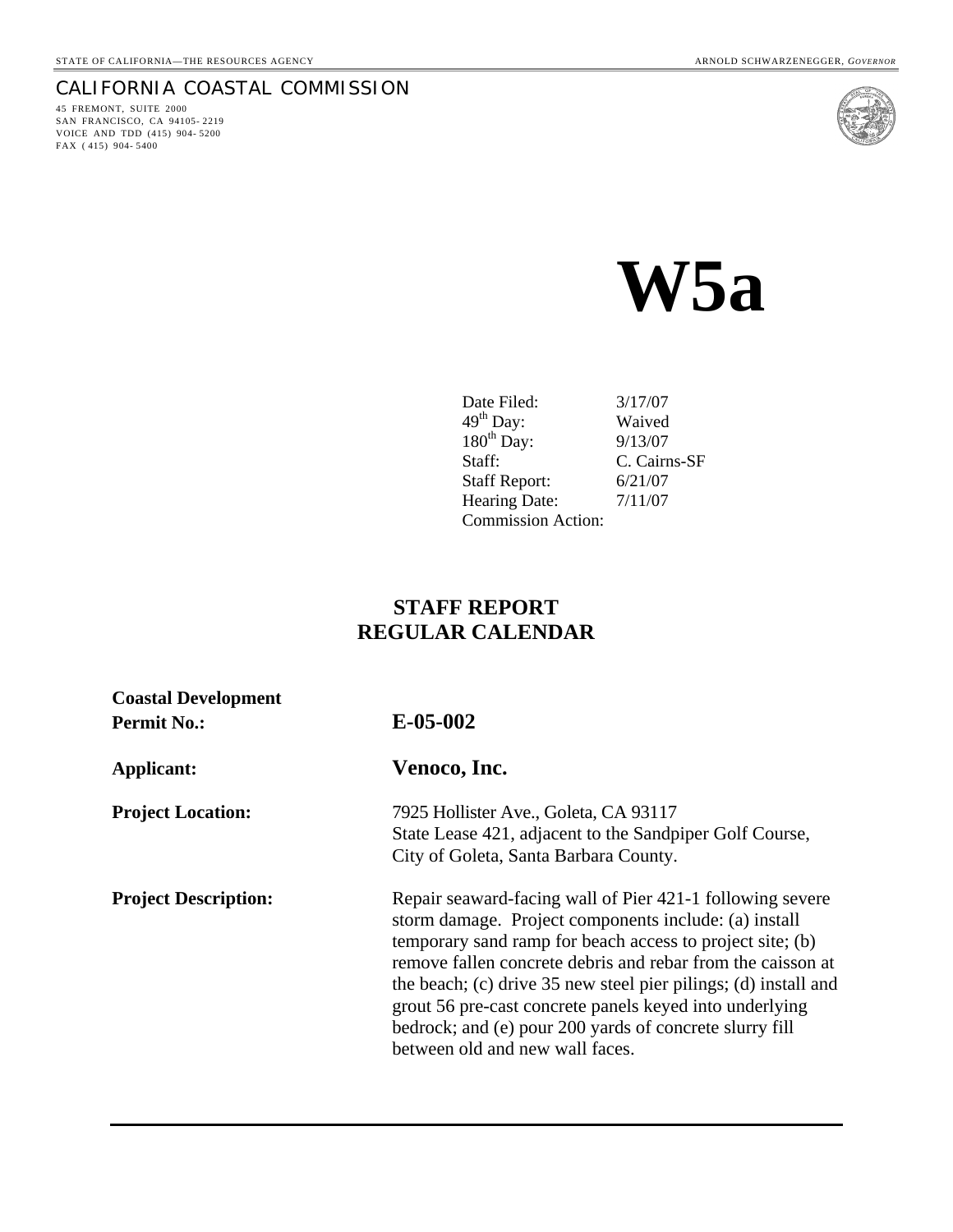STATE OF CALIFORNIA—THE RESOURCES AGENCY

ARNOLD SCHWARZENEGGER, *GOVERNOR*

CALIFORNIA COASTAL COMMISSION

45 FREMONT, SUITE 2000
SAN FRANCISCO, CA 94105-2219
VOICE AND TDD (415) 904-5200
FAX (415) 904-5400

# W5a

| | |
|---|---|
| Date Filed: | 3/17/07 |
| 49th Day: | Waived |
| 180th Day: | 9/13/07 |
| Staff: | C. Cairns-SF |
| Staff Report: | 6/21/07 |
| Hearing Date: | 7/11/07 |
| Commission Action: | |

## STAFF REPORT
## REGULAR CALENDAR

**Coastal Development Permit No.:** **E-05-002**

**Applicant:** **Venoco, Inc.**

**Project Location:** 7925 Hollister Ave., Goleta, CA 93117
State Lease 421, adjacent to the Sandpiper Golf Course, City of Goleta, Santa Barbara County.

**Project Description:** Repair seaward-facing wall of Pier 421-1 following severe storm damage. Project components include: (a) install temporary sand ramp for beach access to project site; (b) remove fallen concrete debris and rebar from the caisson at the beach; (c) drive 35 new steel pier pilings; (d) install and grout 56 pre-cast concrete panels keyed into underlying bedrock; and (e) pour 200 yards of concrete slurry fill between old and new wall faces.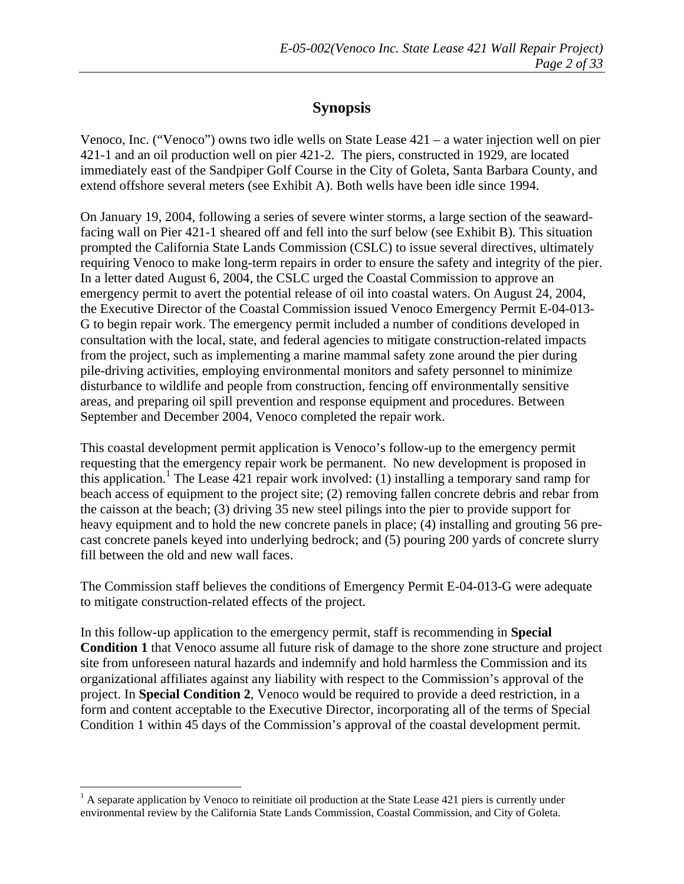# Synopsis

Venoco, Inc. ("Venoco") owns two idle wells on State Lease 421 – a water injection well on pier 421-1 and an oil production well on pier 421-2. The piers, constructed in 1929, are located immediately east of the Sandpiper Golf Course in the City of Goleta, Santa Barbara County, and extend offshore several meters (see Exhibit A). Both wells have been idle since 1994.

On January 19, 2004, following a series of severe winter storms, a large section of the seaward-facing wall on Pier 421-1 sheared off and fell into the surf below (see Exhibit B). This situation prompted the California State Lands Commission (CSLC) to issue several directives, ultimately requiring Venoco to make long-term repairs in order to ensure the safety and integrity of the pier. In a letter dated August 6, 2004, the CSLC urged the Coastal Commission to approve an emergency permit to avert the potential release of oil into coastal waters. On August 24, 2004, the Executive Director of the Coastal Commission issued Venoco Emergency Permit E-04-013-G to begin repair work. The emergency permit included a number of conditions developed in consultation with the local, state, and federal agencies to mitigate construction-related impacts from the project, such as implementing a marine mammal safety zone around the pier during pile-driving activities, employing environmental monitors and safety personnel to minimize disturbance to wildlife and people from construction, fencing off environmentally sensitive areas, and preparing oil spill prevention and response equipment and procedures. Between September and December 2004, Venoco completed the repair work.

This coastal development permit application is Venoco's follow-up to the emergency permit requesting that the emergency repair work be permanent. No new development is proposed in this application.[1] The Lease 421 repair work involved: (1) installing a temporary sand ramp for beach access of equipment to the project site; (2) removing fallen concrete debris and rebar from the caisson at the beach; (3) driving 35 new steel pilings into the pier to provide support for heavy equipment and to hold the new concrete panels in place; (4) installing and grouting 56 pre-cast concrete panels keyed into underlying bedrock; and (5) pouring 200 yards of concrete slurry fill between the old and new wall faces.

The Commission staff believes the conditions of Emergency Permit E-04-013-G were adequate to mitigate construction-related effects of the project.

In this follow-up application to the emergency permit, staff is recommending in **Special Condition 1** that Venoco assume all future risk of damage to the shore zone structure and project site from unforeseen natural hazards and indemnify and hold harmless the Commission and its organizational affiliates against any liability with respect to the Commission's approval of the project. In **Special Condition 2**, Venoco would be required to provide a deed restriction, in a form and content acceptable to the Executive Director, incorporating all of the terms of Special Condition 1 within 45 days of the Commission's approval of the coastal development permit.

[1] A separate application by Venoco to reinitiate oil production at the State Lease 421 piers is currently under environmental review by the California State Lands Commission, Coastal Commission, and City of Goleta.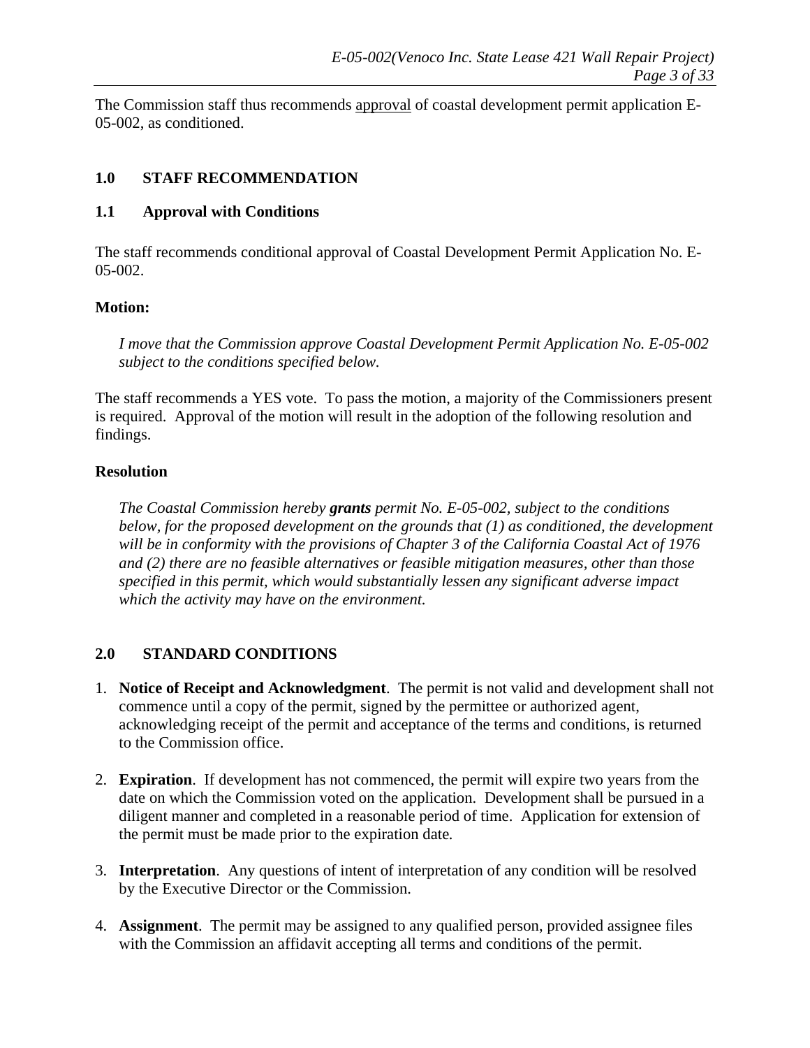The Commission staff thus recommends approval of coastal development permit application E-05-002, as conditioned.

## 1.0 STAFF RECOMMENDATION

### 1.1 Approval with Conditions

The staff recommends conditional approval of Coastal Development Permit Application No. E-05-002.

**Motion:**

*I move that the Commission approve Coastal Development Permit Application No. E-05-002 subject to the conditions specified below.*

The staff recommends a YES vote. To pass the motion, a majority of the Commissioners present is required. Approval of the motion will result in the adoption of the following resolution and findings.

**Resolution**

*The Coastal Commission hereby **grants** permit No. E-05-002, subject to the conditions below, for the proposed development on the grounds that (1) as conditioned, the development will be in conformity with the provisions of Chapter 3 of the California Coastal Act of 1976 and (2) there are no feasible alternatives or feasible mitigation measures, other than those specified in this permit, which would substantially lessen any significant adverse impact which the activity may have on the environment.*

## 2.0 STANDARD CONDITIONS

1. **Notice of Receipt and Acknowledgment**. The permit is not valid and development shall not commence until a copy of the permit, signed by the permittee or authorized agent, acknowledging receipt of the permit and acceptance of the terms and conditions, is returned to the Commission office.

2. **Expiration**. If development has not commenced, the permit will expire two years from the date on which the Commission voted on the application. Development shall be pursued in a diligent manner and completed in a reasonable period of time. Application for extension of the permit must be made prior to the expiration date.

3. **Interpretation**. Any questions of intent of interpretation of any condition will be resolved by the Executive Director or the Commission.

4. **Assignment**. The permit may be assigned to any qualified person, provided assignee files with the Commission an affidavit accepting all terms and conditions of the permit.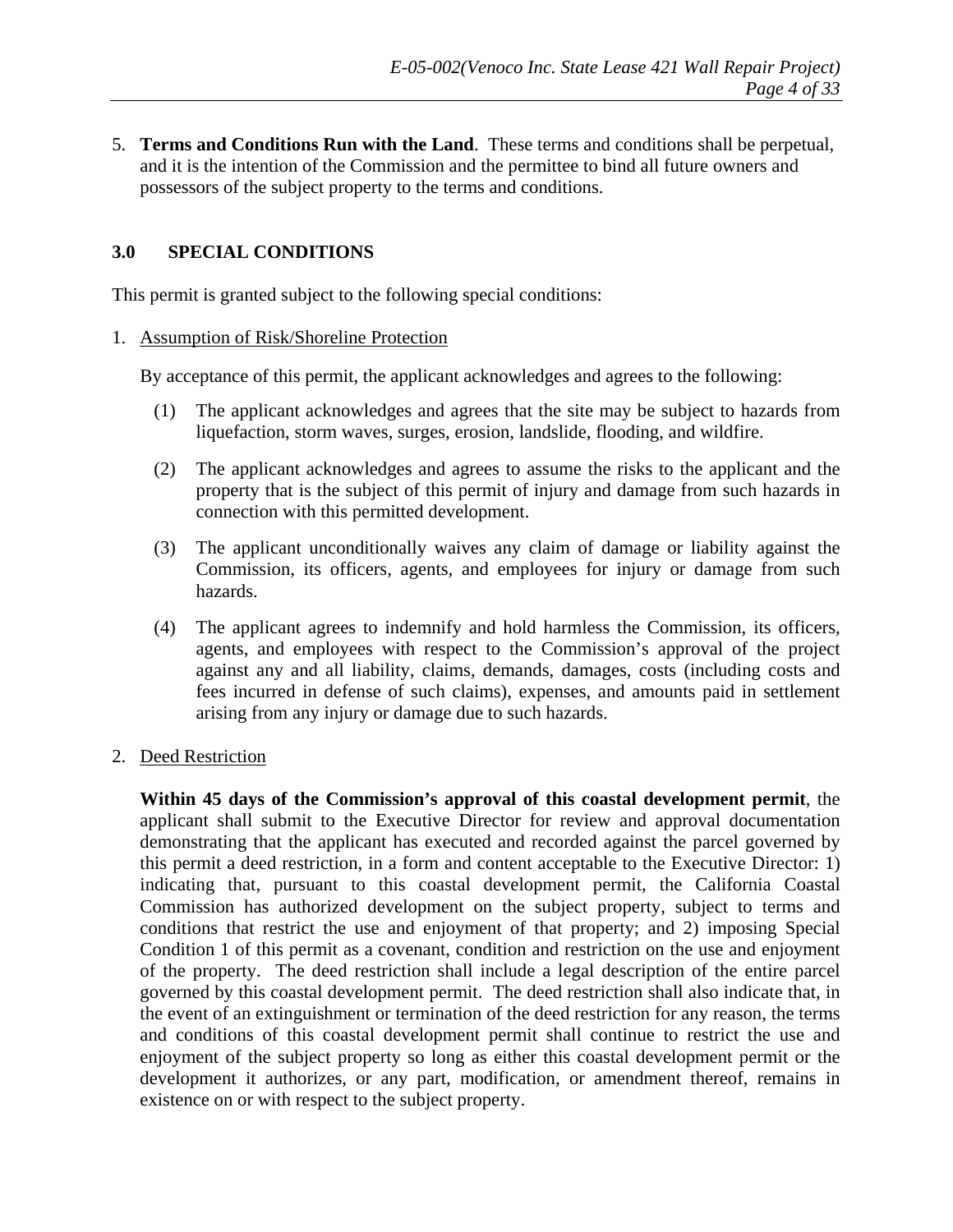5. **Terms and Conditions Run with the Land**. These terms and conditions shall be perpetual, and it is the intention of the Commission and the permittee to bind all future owners and possessors of the subject property to the terms and conditions.

## 3.0 SPECIAL CONDITIONS

This permit is granted subject to the following special conditions:

1. Assumption of Risk/Shoreline Protection

   By acceptance of this permit, the applicant acknowledges and agrees to the following:

   (1) The applicant acknowledges and agrees that the site may be subject to hazards from liquefaction, storm waves, surges, erosion, landslide, flooding, and wildfire.

   (2) The applicant acknowledges and agrees to assume the risks to the applicant and the property that is the subject of this permit of injury and damage from such hazards in connection with this permitted development.

   (3) The applicant unconditionally waives any claim of damage or liability against the Commission, its officers, agents, and employees for injury or damage from such hazards.

   (4) The applicant agrees to indemnify and hold harmless the Commission, its officers, agents, and employees with respect to the Commission's approval of the project against any and all liability, claims, demands, damages, costs (including costs and fees incurred in defense of such claims), expenses, and amounts paid in settlement arising from any injury or damage due to such hazards.

2. Deed Restriction

   **Within 45 days of the Commission's approval of this coastal development permit**, the applicant shall submit to the Executive Director for review and approval documentation demonstrating that the applicant has executed and recorded against the parcel governed by this permit a deed restriction, in a form and content acceptable to the Executive Director: 1) indicating that, pursuant to this coastal development permit, the California Coastal Commission has authorized development on the subject property, subject to terms and conditions that restrict the use and enjoyment of that property; and 2) imposing Special Condition 1 of this permit as a covenant, condition and restriction on the use and enjoyment of the property. The deed restriction shall include a legal description of the entire parcel governed by this coastal development permit. The deed restriction shall also indicate that, in the event of an extinguishment or termination of the deed restriction for any reason, the terms and conditions of this coastal development permit shall continue to restrict the use and enjoyment of the subject property so long as either this coastal development permit or the development it authorizes, or any part, modification, or amendment thereof, remains in existence on or with respect to the subject property.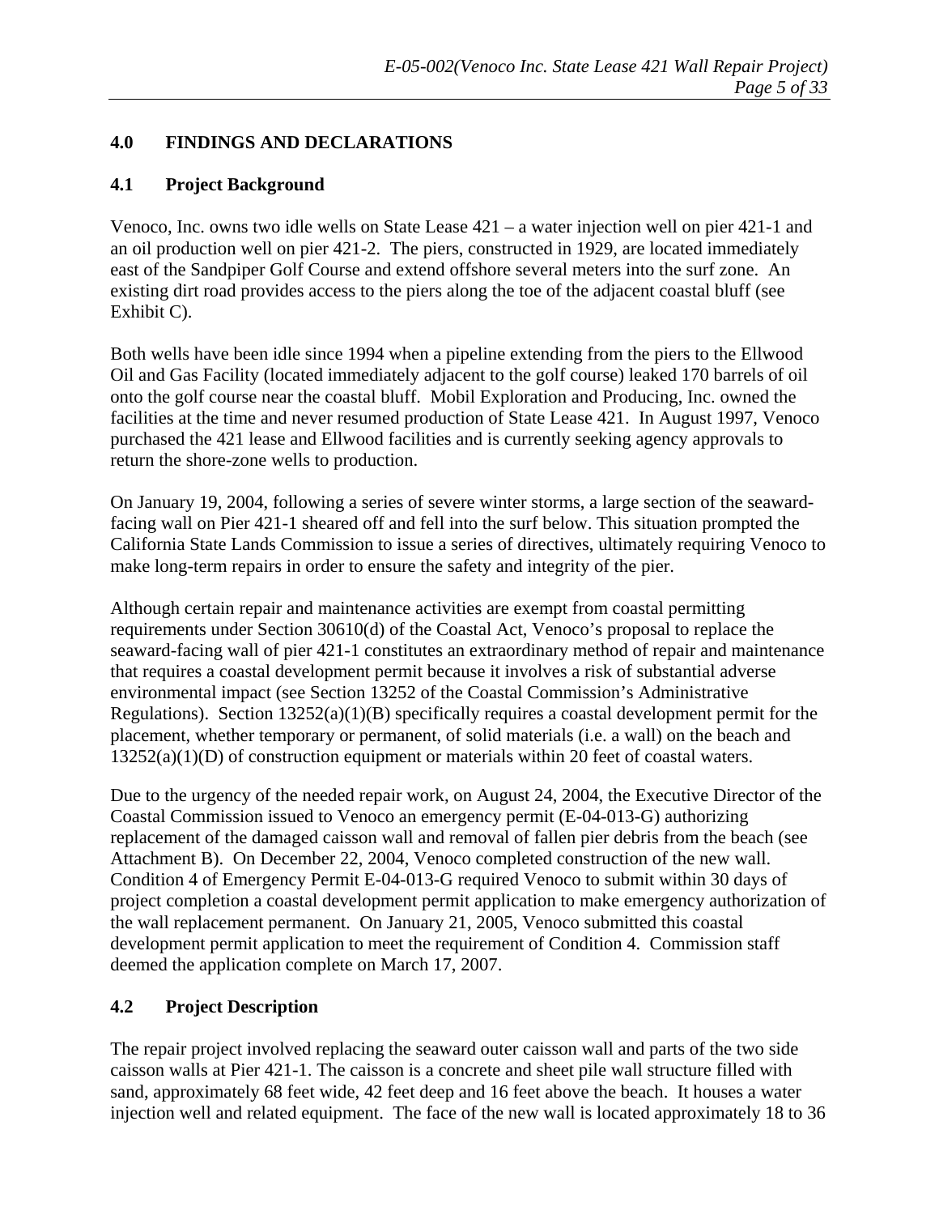## 4.0 FINDINGS AND DECLARATIONS

### 4.1 Project Background

Venoco, Inc. owns two idle wells on State Lease 421 – a water injection well on pier 421-1 and an oil production well on pier 421-2. The piers, constructed in 1929, are located immediately east of the Sandpiper Golf Course and extend offshore several meters into the surf zone. An existing dirt road provides access to the piers along the toe of the adjacent coastal bluff (see Exhibit C).

Both wells have been idle since 1994 when a pipeline extending from the piers to the Ellwood Oil and Gas Facility (located immediately adjacent to the golf course) leaked 170 barrels of oil onto the golf course near the coastal bluff. Mobil Exploration and Producing, Inc. owned the facilities at the time and never resumed production of State Lease 421. In August 1997, Venoco purchased the 421 lease and Ellwood facilities and is currently seeking agency approvals to return the shore-zone wells to production.

On January 19, 2004, following a series of severe winter storms, a large section of the seaward-facing wall on Pier 421-1 sheared off and fell into the surf below. This situation prompted the California State Lands Commission to issue a series of directives, ultimately requiring Venoco to make long-term repairs in order to ensure the safety and integrity of the pier.

Although certain repair and maintenance activities are exempt from coastal permitting requirements under Section 30610(d) of the Coastal Act, Venoco's proposal to replace the seaward-facing wall of pier 421-1 constitutes an extraordinary method of repair and maintenance that requires a coastal development permit because it involves a risk of substantial adverse environmental impact (see Section 13252 of the Coastal Commission's Administrative Regulations). Section 13252(a)(1)(B) specifically requires a coastal development permit for the placement, whether temporary or permanent, of solid materials (i.e. a wall) on the beach and 13252(a)(1)(D) of construction equipment or materials within 20 feet of coastal waters.

Due to the urgency of the needed repair work, on August 24, 2004, the Executive Director of the Coastal Commission issued to Venoco an emergency permit (E-04-013-G) authorizing replacement of the damaged caisson wall and removal of fallen pier debris from the beach (see Attachment B). On December 22, 2004, Venoco completed construction of the new wall. Condition 4 of Emergency Permit E-04-013-G required Venoco to submit within 30 days of project completion a coastal development permit application to make emergency authorization of the wall replacement permanent. On January 21, 2005, Venoco submitted this coastal development permit application to meet the requirement of Condition 4. Commission staff deemed the application complete on March 17, 2007.

### 4.2 Project Description

The repair project involved replacing the seaward outer caisson wall and parts of the two side caisson walls at Pier 421-1. The caisson is a concrete and sheet pile wall structure filled with sand, approximately 68 feet wide, 42 feet deep and 16 feet above the beach. It houses a water injection well and related equipment. The face of the new wall is located approximately 18 to 36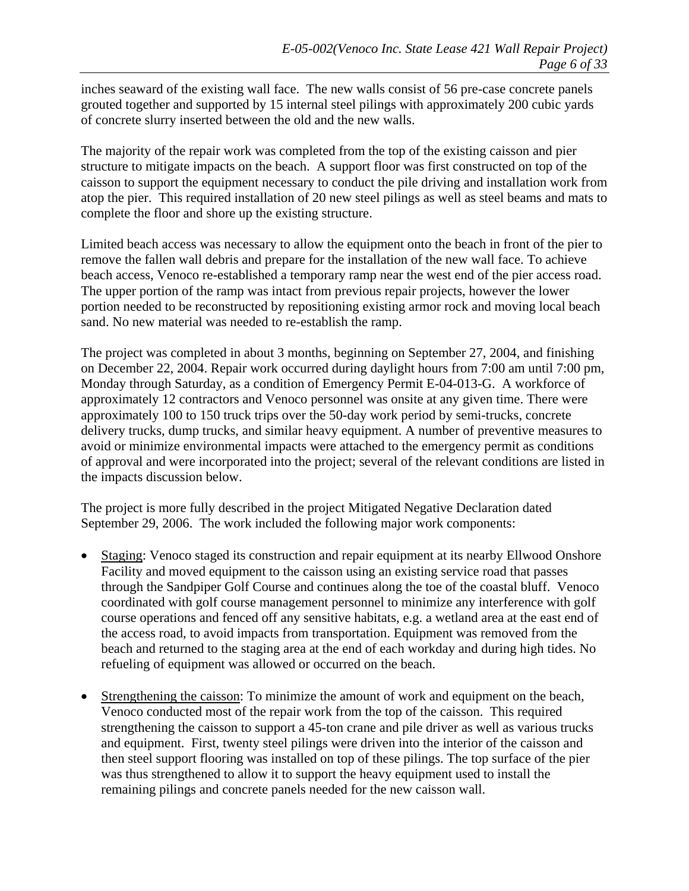inches seaward of the existing wall face. The new walls consist of 56 pre-case concrete panels grouted together and supported by 15 internal steel pilings with approximately 200 cubic yards of concrete slurry inserted between the old and the new walls.

The majority of the repair work was completed from the top of the existing caisson and pier structure to mitigate impacts on the beach. A support floor was first constructed on top of the caisson to support the equipment necessary to conduct the pile driving and installation work from atop the pier. This required installation of 20 new steel pilings as well as steel beams and mats to complete the floor and shore up the existing structure.

Limited beach access was necessary to allow the equipment onto the beach in front of the pier to remove the fallen wall debris and prepare for the installation of the new wall face. To achieve beach access, Venoco re-established a temporary ramp near the west end of the pier access road. The upper portion of the ramp was intact from previous repair projects, however the lower portion needed to be reconstructed by repositioning existing armor rock and moving local beach sand. No new material was needed to re-establish the ramp.

The project was completed in about 3 months, beginning on September 27, 2004, and finishing on December 22, 2004. Repair work occurred during daylight hours from 7:00 am until 7:00 pm, Monday through Saturday, as a condition of Emergency Permit E-04-013-G. A workforce of approximately 12 contractors and Venoco personnel was onsite at any given time. There were approximately 100 to 150 truck trips over the 50-day work period by semi-trucks, concrete delivery trucks, dump trucks, and similar heavy equipment. A number of preventive measures to avoid or minimize environmental impacts were attached to the emergency permit as conditions of approval and were incorporated into the project; several of the relevant conditions are listed in the impacts discussion below.

The project is more fully described in the project Mitigated Negative Declaration dated September 29, 2006. The work included the following major work components:

- Staging: Venoco staged its construction and repair equipment at its nearby Ellwood Onshore Facility and moved equipment to the caisson using an existing service road that passes through the Sandpiper Golf Course and continues along the toe of the coastal bluff. Venoco coordinated with golf course management personnel to minimize any interference with golf course operations and fenced off any sensitive habitats, e.g. a wetland area at the east end of the access road, to avoid impacts from transportation. Equipment was removed from the beach and returned to the staging area at the end of each workday and during high tides. No refueling of equipment was allowed or occurred on the beach.

- Strengthening the caisson: To minimize the amount of work and equipment on the beach, Venoco conducted most of the repair work from the top of the caisson. This required strengthening the caisson to support a 45-ton crane and pile driver as well as various trucks and equipment. First, twenty steel pilings were driven into the interior of the caisson and then steel support flooring was installed on top of these pilings. The top surface of the pier was thus strengthened to allow it to support the heavy equipment used to install the remaining pilings and concrete panels needed for the new caisson wall.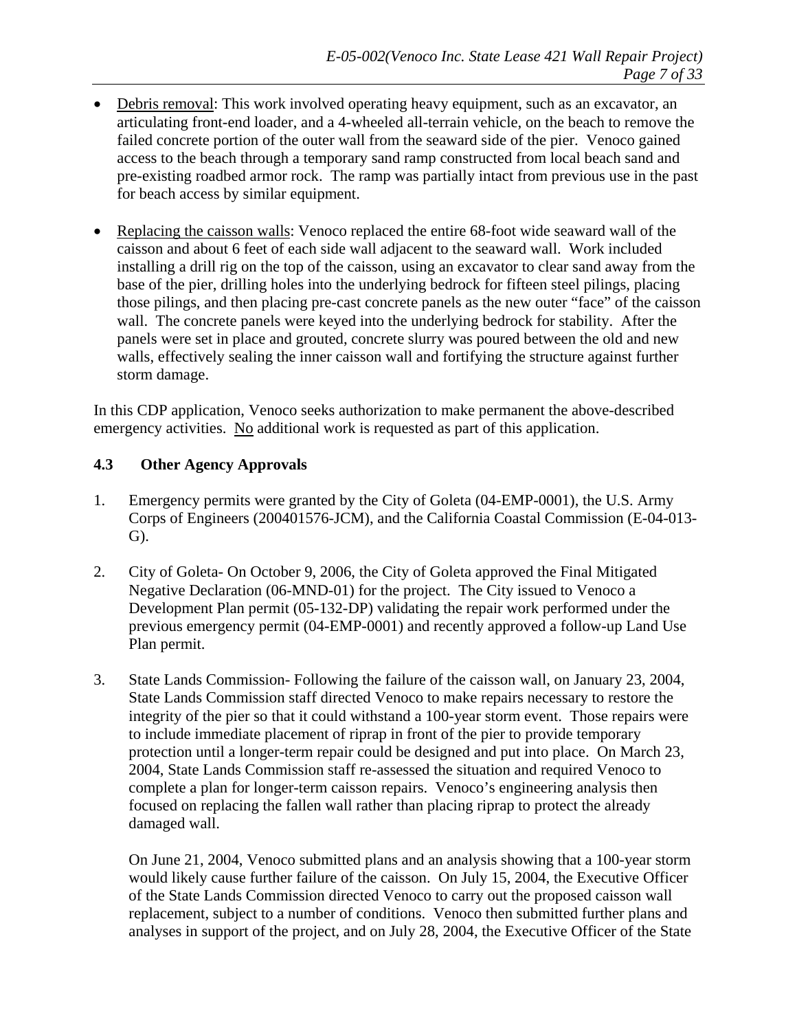- Debris removal: This work involved operating heavy equipment, such as an excavator, an articulating front-end loader, and a 4-wheeled all-terrain vehicle, on the beach to remove the failed concrete portion of the outer wall from the seaward side of the pier. Venoco gained access to the beach through a temporary sand ramp constructed from local beach sand and pre-existing roadbed armor rock. The ramp was partially intact from previous use in the past for beach access by similar equipment.

- Replacing the caisson walls: Venoco replaced the entire 68-foot wide seaward wall of the caisson and about 6 feet of each side wall adjacent to the seaward wall. Work included installing a drill rig on the top of the caisson, using an excavator to clear sand away from the base of the pier, drilling holes into the underlying bedrock for fifteen steel pilings, placing those pilings, and then placing pre-cast concrete panels as the new outer "face" of the caisson wall. The concrete panels were keyed into the underlying bedrock for stability. After the panels were set in place and grouted, concrete slurry was poured between the old and new walls, effectively sealing the inner caisson wall and fortifying the structure against further storm damage.

In this CDP application, Venoco seeks authorization to make permanent the above-described emergency activities. No additional work is requested as part of this application.

### 4.3 Other Agency Approvals

1. Emergency permits were granted by the City of Goleta (04-EMP-0001), the U.S. Army Corps of Engineers (200401576-JCM), and the California Coastal Commission (E-04-013-G).

2. City of Goleta- On October 9, 2006, the City of Goleta approved the Final Mitigated Negative Declaration (06-MND-01) for the project. The City issued to Venoco a Development Plan permit (05-132-DP) validating the repair work performed under the previous emergency permit (04-EMP-0001) and recently approved a follow-up Land Use Plan permit.

3. State Lands Commission- Following the failure of the caisson wall, on January 23, 2004, State Lands Commission staff directed Venoco to make repairs necessary to restore the integrity of the pier so that it could withstand a 100-year storm event. Those repairs were to include immediate placement of riprap in front of the pier to provide temporary protection until a longer-term repair could be designed and put into place. On March 23, 2004, State Lands Commission staff re-assessed the situation and required Venoco to complete a plan for longer-term caisson repairs. Venoco's engineering analysis then focused on replacing the fallen wall rather than placing riprap to protect the already damaged wall.

   On June 21, 2004, Venoco submitted plans and an analysis showing that a 100-year storm would likely cause further failure of the caisson. On July 15, 2004, the Executive Officer of the State Lands Commission directed Venoco to carry out the proposed caisson wall replacement, subject to a number of conditions. Venoco then submitted further plans and analyses in support of the project, and on July 28, 2004, the Executive Officer of the State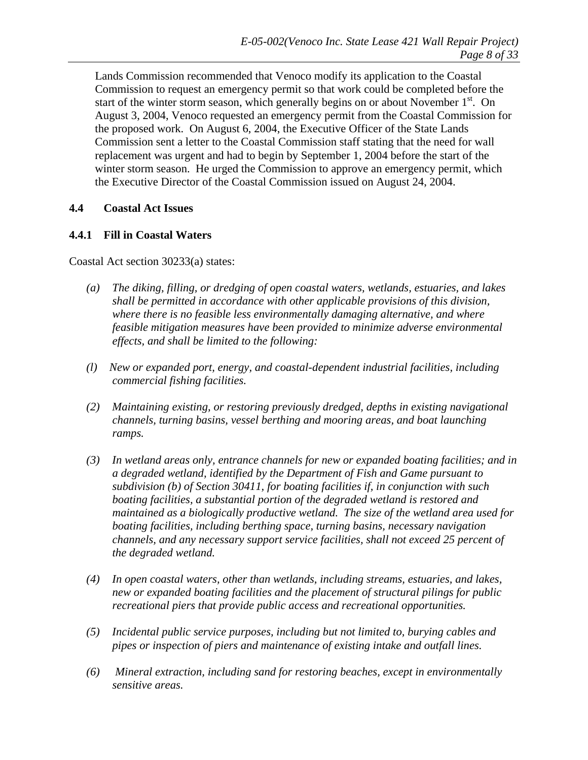Lands Commission recommended that Venoco modify its application to the Coastal Commission to request an emergency permit so that work could be completed before the start of the winter storm season, which generally begins on or about November 1st. On August 3, 2004, Venoco requested an emergency permit from the Coastal Commission for the proposed work. On August 6, 2004, the Executive Officer of the State Lands Commission sent a letter to the Coastal Commission staff stating that the need for wall replacement was urgent and had to begin by September 1, 2004 before the start of the winter storm season. He urged the Commission to approve an emergency permit, which the Executive Director of the Coastal Commission issued on August 24, 2004.

### 4.4 Coastal Act Issues

#### 4.4.1 Fill in Coastal Waters

Coastal Act section 30233(a) states:

*(a) The diking, filling, or dredging of open coastal waters, wetlands, estuaries, and lakes shall be permitted in accordance with other applicable provisions of this division, where there is no feasible less environmentally damaging alternative, and where feasible mitigation measures have been provided to minimize adverse environmental effects, and shall be limited to the following:*

*(l) New or expanded port, energy, and coastal-dependent industrial facilities, including commercial fishing facilities.*

*(2) Maintaining existing, or restoring previously dredged, depths in existing navigational channels, turning basins, vessel berthing and mooring areas, and boat launching ramps.*

*(3) In wetland areas only, entrance channels for new or expanded boating facilities; and in a degraded wetland, identified by the Department of Fish and Game pursuant to subdivision (b) of Section 30411, for boating facilities if, in conjunction with such boating facilities, a substantial portion of the degraded wetland is restored and maintained as a biologically productive wetland. The size of the wetland area used for boating facilities, including berthing space, turning basins, necessary navigation channels, and any necessary support service facilities, shall not exceed 25 percent of the degraded wetland.*

*(4) In open coastal waters, other than wetlands, including streams, estuaries, and lakes, new or expanded boating facilities and the placement of structural pilings for public recreational piers that provide public access and recreational opportunities.*

*(5) Incidental public service purposes, including but not limited to, burying cables and pipes or inspection of piers and maintenance of existing intake and outfall lines.*

*(6) Mineral extraction, including sand for restoring beaches, except in environmentally sensitive areas.*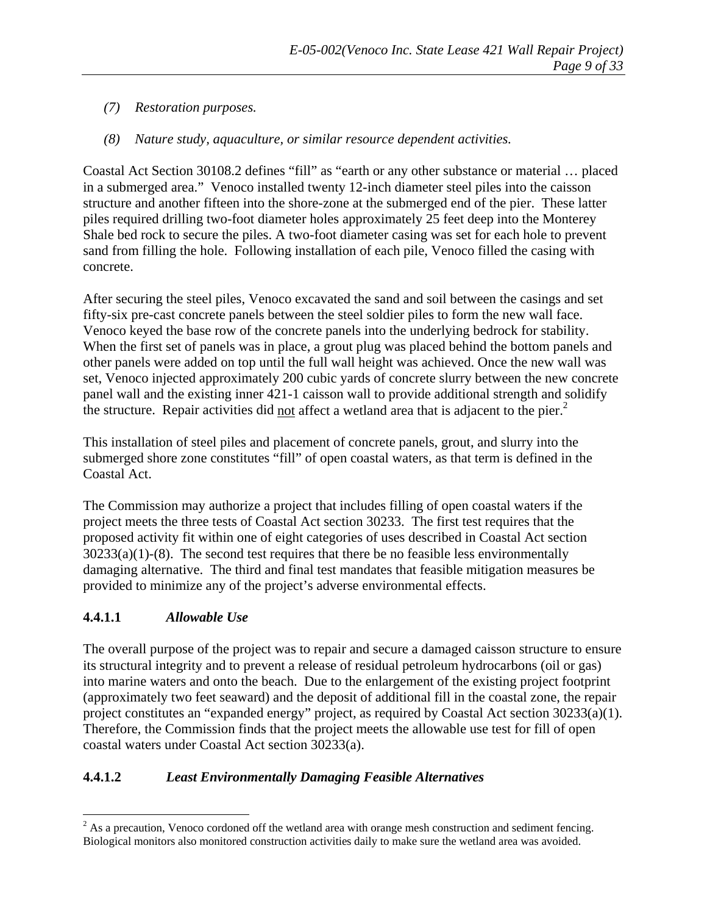*(7) Restoration purposes.*

*(8) Nature study, aquaculture, or similar resource dependent activities.*

Coastal Act Section 30108.2 defines "fill" as "earth or any other substance or material … placed in a submerged area." Venoco installed twenty 12-inch diameter steel piles into the caisson structure and another fifteen into the shore-zone at the submerged end of the pier. These latter piles required drilling two-foot diameter holes approximately 25 feet deep into the Monterey Shale bed rock to secure the piles. A two-foot diameter casing was set for each hole to prevent sand from filling the hole. Following installation of each pile, Venoco filled the casing with concrete.

After securing the steel piles, Venoco excavated the sand and soil between the casings and set fifty-six pre-cast concrete panels between the steel soldier piles to form the new wall face. Venoco keyed the base row of the concrete panels into the underlying bedrock for stability. When the first set of panels was in place, a grout plug was placed behind the bottom panels and other panels were added on top until the full wall height was achieved. Once the new wall was set, Venoco injected approximately 200 cubic yards of concrete slurry between the new concrete panel wall and the existing inner 421-1 caisson wall to provide additional strength and solidify the structure. Repair activities did not affect a wetland area that is adjacent to the pier.[2]

This installation of steel piles and placement of concrete panels, grout, and slurry into the submerged shore zone constitutes "fill" of open coastal waters, as that term is defined in the Coastal Act.

The Commission may authorize a project that includes filling of open coastal waters if the project meets the three tests of Coastal Act section 30233. The first test requires that the proposed activity fit within one of eight categories of uses described in Coastal Act section 30233(a)(1)-(8). The second test requires that there be no feasible less environmentally damaging alternative. The third and final test mandates that feasible mitigation measures be provided to minimize any of the project's adverse environmental effects.

#### 4.4.1.1 *Allowable Use*

The overall purpose of the project was to repair and secure a damaged caisson structure to ensure its structural integrity and to prevent a release of residual petroleum hydrocarbons (oil or gas) into marine waters and onto the beach. Due to the enlargement of the existing project footprint (approximately two feet seaward) and the deposit of additional fill in the coastal zone, the repair project constitutes an "expanded energy" project, as required by Coastal Act section 30233(a)(1). Therefore, the Commission finds that the project meets the allowable use test for fill of open coastal waters under Coastal Act section 30233(a).

#### 4.4.1.2 *Least Environmentally Damaging Feasible Alternatives*

[2] As a precaution, Venoco cordoned off the wetland area with orange mesh construction and sediment fencing. Biological monitors also monitored construction activities daily to make sure the wetland area was avoided.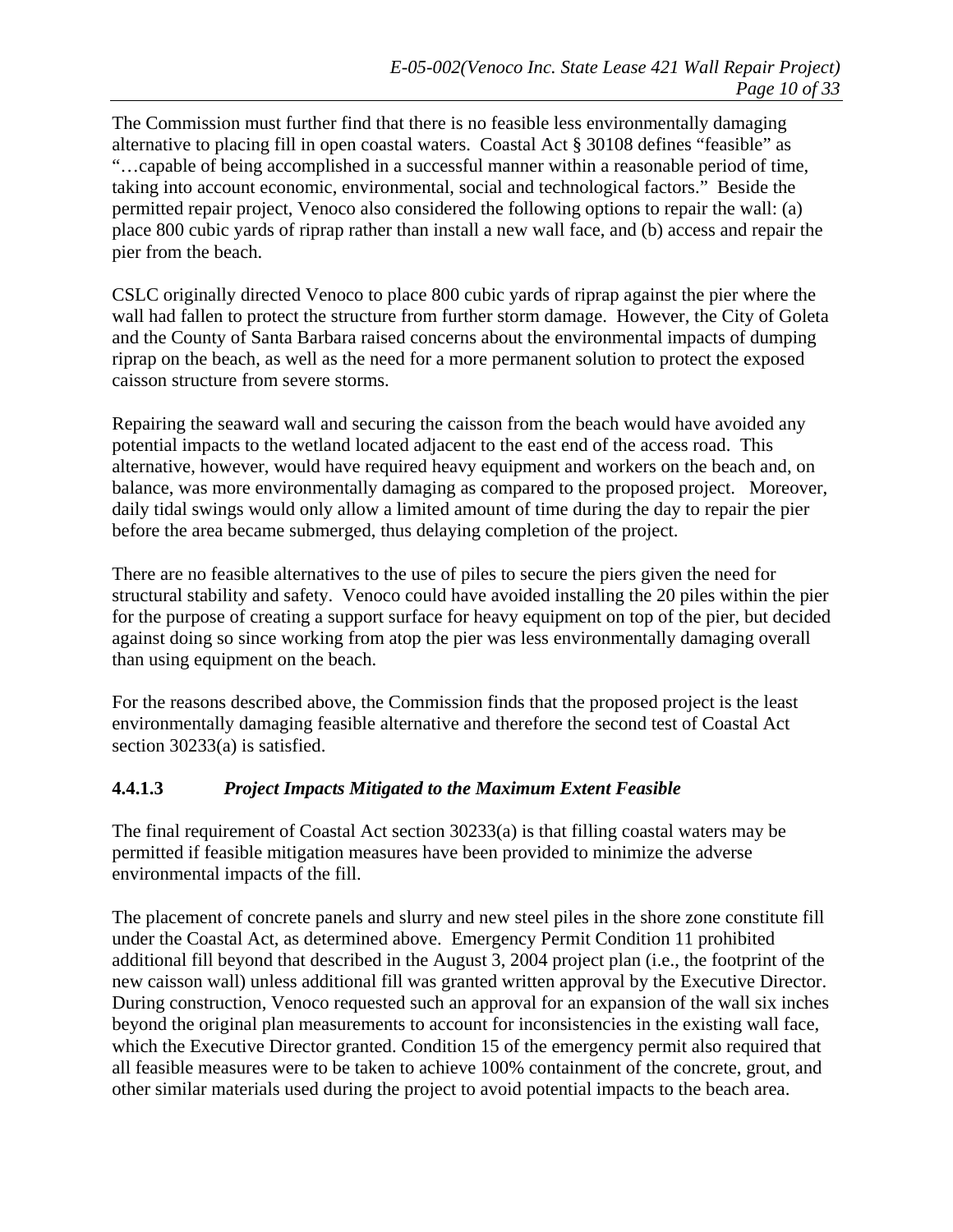The Commission must further find that there is no feasible less environmentally damaging alternative to placing fill in open coastal waters. Coastal Act § 30108 defines "feasible" as "…capable of being accomplished in a successful manner within a reasonable period of time, taking into account economic, environmental, social and technological factors." Beside the permitted repair project, Venoco also considered the following options to repair the wall: (a) place 800 cubic yards of riprap rather than install a new wall face, and (b) access and repair the pier from the beach.

CSLC originally directed Venoco to place 800 cubic yards of riprap against the pier where the wall had fallen to protect the structure from further storm damage. However, the City of Goleta and the County of Santa Barbara raised concerns about the environmental impacts of dumping riprap on the beach, as well as the need for a more permanent solution to protect the exposed caisson structure from severe storms.

Repairing the seaward wall and securing the caisson from the beach would have avoided any potential impacts to the wetland located adjacent to the east end of the access road. This alternative, however, would have required heavy equipment and workers on the beach and, on balance, was more environmentally damaging as compared to the proposed project. Moreover, daily tidal swings would only allow a limited amount of time during the day to repair the pier before the area became submerged, thus delaying completion of the project.

There are no feasible alternatives to the use of piles to secure the piers given the need for structural stability and safety. Venoco could have avoided installing the 20 piles within the pier for the purpose of creating a support surface for heavy equipment on top of the pier, but decided against doing so since working from atop the pier was less environmentally damaging overall than using equipment on the beach.

For the reasons described above, the Commission finds that the proposed project is the least environmentally damaging feasible alternative and therefore the second test of Coastal Act section 30233(a) is satisfied.

#### 4.4.1.3 *Project Impacts Mitigated to the Maximum Extent Feasible*

The final requirement of Coastal Act section 30233(a) is that filling coastal waters may be permitted if feasible mitigation measures have been provided to minimize the adverse environmental impacts of the fill.

The placement of concrete panels and slurry and new steel piles in the shore zone constitute fill under the Coastal Act, as determined above. Emergency Permit Condition 11 prohibited additional fill beyond that described in the August 3, 2004 project plan (i.e., the footprint of the new caisson wall) unless additional fill was granted written approval by the Executive Director. During construction, Venoco requested such an approval for an expansion of the wall six inches beyond the original plan measurements to account for inconsistencies in the existing wall face, which the Executive Director granted. Condition 15 of the emergency permit also required that all feasible measures were to be taken to achieve 100% containment of the concrete, grout, and other similar materials used during the project to avoid potential impacts to the beach area.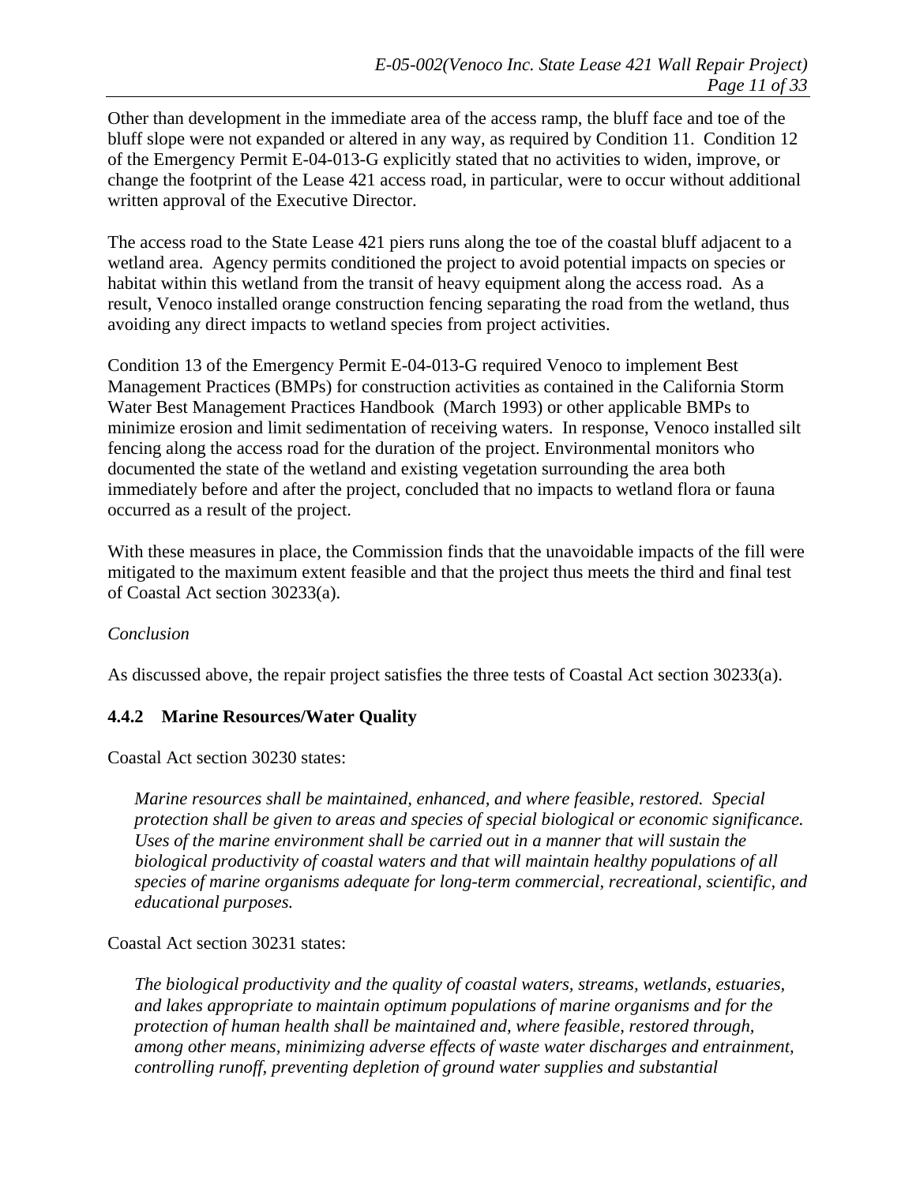Other than development in the immediate area of the access ramp, the bluff face and toe of the bluff slope were not expanded or altered in any way, as required by Condition 11. Condition 12 of the Emergency Permit E-04-013-G explicitly stated that no activities to widen, improve, or change the footprint of the Lease 421 access road, in particular, were to occur without additional written approval of the Executive Director.

The access road to the State Lease 421 piers runs along the toe of the coastal bluff adjacent to a wetland area. Agency permits conditioned the project to avoid potential impacts on species or habitat within this wetland from the transit of heavy equipment along the access road. As a result, Venoco installed orange construction fencing separating the road from the wetland, thus avoiding any direct impacts to wetland species from project activities.

Condition 13 of the Emergency Permit E-04-013-G required Venoco to implement Best Management Practices (BMPs) for construction activities as contained in the California Storm Water Best Management Practices Handbook (March 1993) or other applicable BMPs to minimize erosion and limit sedimentation of receiving waters. In response, Venoco installed silt fencing along the access road for the duration of the project. Environmental monitors who documented the state of the wetland and existing vegetation surrounding the area both immediately before and after the project, concluded that no impacts to wetland flora or fauna occurred as a result of the project.

With these measures in place, the Commission finds that the unavoidable impacts of the fill were mitigated to the maximum extent feasible and that the project thus meets the third and final test of Coastal Act section 30233(a).

*Conclusion*

As discussed above, the repair project satisfies the three tests of Coastal Act section 30233(a).

### 4.4.2 Marine Resources/Water Quality

Coastal Act section 30230 states:

> *Marine resources shall be maintained, enhanced, and where feasible, restored. Special protection shall be given to areas and species of special biological or economic significance. Uses of the marine environment shall be carried out in a manner that will sustain the biological productivity of coastal waters and that will maintain healthy populations of all species of marine organisms adequate for long-term commercial, recreational, scientific, and educational purposes.*

Coastal Act section 30231 states:

> *The biological productivity and the quality of coastal waters, streams, wetlands, estuaries, and lakes appropriate to maintain optimum populations of marine organisms and for the protection of human health shall be maintained and, where feasible, restored through, among other means, minimizing adverse effects of waste water discharges and entrainment, controlling runoff, preventing depletion of ground water supplies and substantial*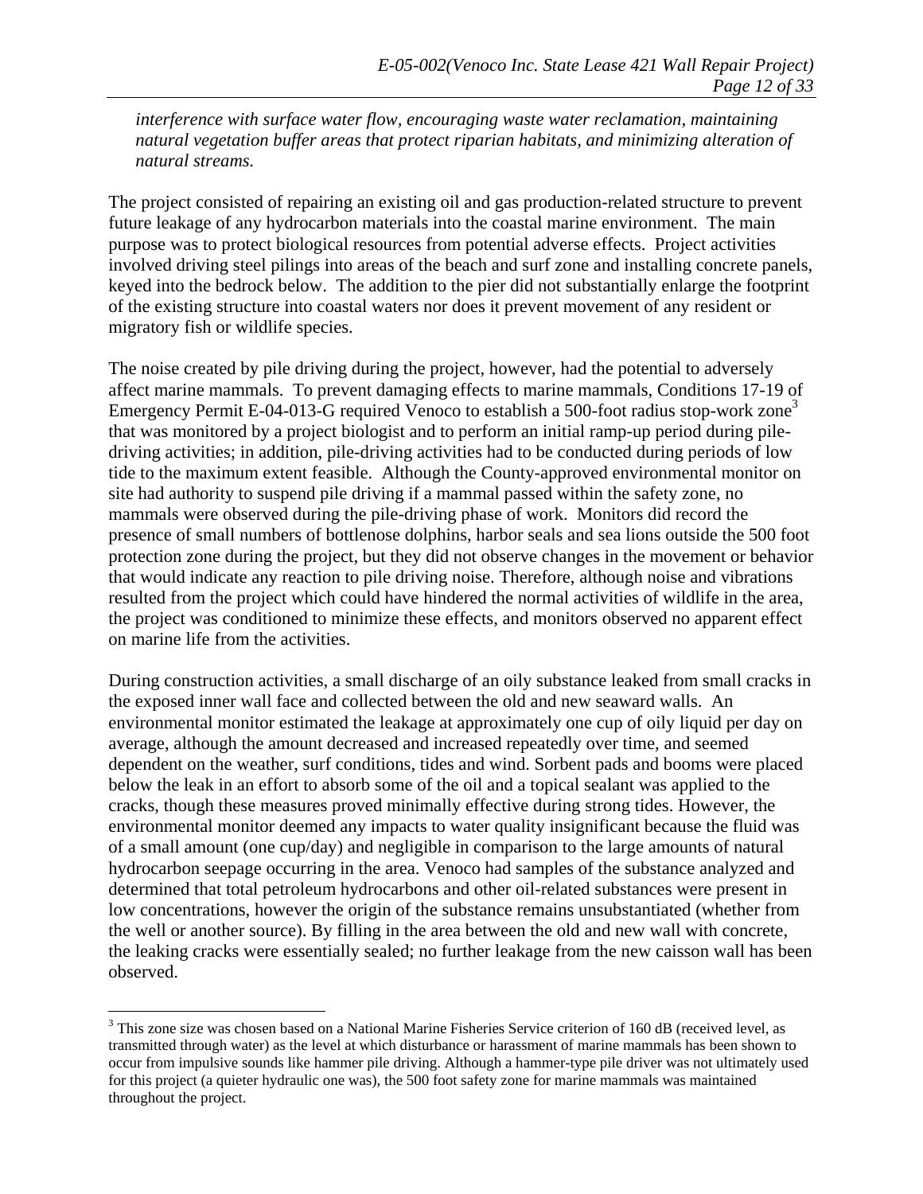*interference with surface water flow, encouraging waste water reclamation, maintaining natural vegetation buffer areas that protect riparian habitats, and minimizing alteration of natural streams.*

The project consisted of repairing an existing oil and gas production-related structure to prevent future leakage of any hydrocarbon materials into the coastal marine environment. The main purpose was to protect biological resources from potential adverse effects. Project activities involved driving steel pilings into areas of the beach and surf zone and installing concrete panels, keyed into the bedrock below. The addition to the pier did not substantially enlarge the footprint of the existing structure into coastal waters nor does it prevent movement of any resident or migratory fish or wildlife species.

The noise created by pile driving during the project, however, had the potential to adversely affect marine mammals. To prevent damaging effects to marine mammals, Conditions 17-19 of Emergency Permit E-04-013-G required Venoco to establish a 500-foot radius stop-work zone[3] that was monitored by a project biologist and to perform an initial ramp-up period during pile-driving activities; in addition, pile-driving activities had to be conducted during periods of low tide to the maximum extent feasible. Although the County-approved environmental monitor on site had authority to suspend pile driving if a mammal passed within the safety zone, no mammals were observed during the pile-driving phase of work. Monitors did record the presence of small numbers of bottlenose dolphins, harbor seals and sea lions outside the 500 foot protection zone during the project, but they did not observe changes in the movement or behavior that would indicate any reaction to pile driving noise. Therefore, although noise and vibrations resulted from the project which could have hindered the normal activities of wildlife in the area, the project was conditioned to minimize these effects, and monitors observed no apparent effect on marine life from the activities.

During construction activities, a small discharge of an oily substance leaked from small cracks in the exposed inner wall face and collected between the old and new seaward walls. An environmental monitor estimated the leakage at approximately one cup of oily liquid per day on average, although the amount decreased and increased repeatedly over time, and seemed dependent on the weather, surf conditions, tides and wind. Sorbent pads and booms were placed below the leak in an effort to absorb some of the oil and a topical sealant was applied to the cracks, though these measures proved minimally effective during strong tides. However, the environmental monitor deemed any impacts to water quality insignificant because the fluid was of a small amount (one cup/day) and negligible in comparison to the large amounts of natural hydrocarbon seepage occurring in the area. Venoco had samples of the substance analyzed and determined that total petroleum hydrocarbons and other oil-related substances were present in low concentrations, however the origin of the substance remains unsubstantiated (whether from the well or another source). By filling in the area between the old and new wall with concrete, the leaking cracks were essentially sealed; no further leakage from the new caisson wall has been observed.

[3] This zone size was chosen based on a National Marine Fisheries Service criterion of 160 dB (received level, as transmitted through water) as the level at which disturbance or harassment of marine mammals has been shown to occur from impulsive sounds like hammer pile driving. Although a hammer-type pile driver was not ultimately used for this project (a quieter hydraulic one was), the 500 foot safety zone for marine mammals was maintained throughout the project.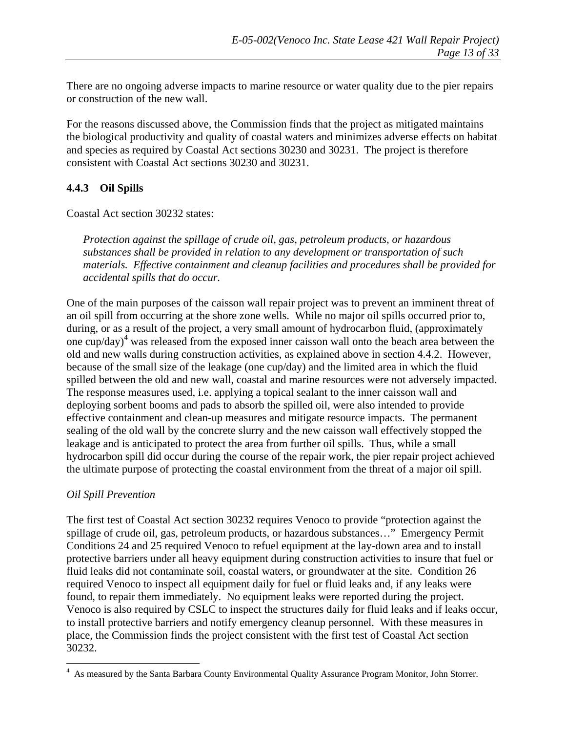There are no ongoing adverse impacts to marine resource or water quality due to the pier repairs or construction of the new wall.

For the reasons discussed above, the Commission finds that the project as mitigated maintains the biological productivity and quality of coastal waters and minimizes adverse effects on habitat and species as required by Coastal Act sections 30230 and 30231. The project is therefore consistent with Coastal Act sections 30230 and 30231.

### 4.4.3 Oil Spills

Coastal Act section 30232 states:

> *Protection against the spillage of crude oil, gas, petroleum products, or hazardous substances shall be provided in relation to any development or transportation of such materials. Effective containment and cleanup facilities and procedures shall be provided for accidental spills that do occur.*

One of the main purposes of the caisson wall repair project was to prevent an imminent threat of an oil spill from occurring at the shore zone wells. While no major oil spills occurred prior to, during, or as a result of the project, a very small amount of hydrocarbon fluid, (approximately one cup/day)[4] was released from the exposed inner caisson wall onto the beach area between the old and new walls during construction activities, as explained above in section 4.4.2. However, because of the small size of the leakage (one cup/day) and the limited area in which the fluid spilled between the old and new wall, coastal and marine resources were not adversely impacted. The response measures used, i.e. applying a topical sealant to the inner caisson wall and deploying sorbent booms and pads to absorb the spilled oil, were also intended to provide effective containment and clean-up measures and mitigate resource impacts. The permanent sealing of the old wall by the concrete slurry and the new caisson wall effectively stopped the leakage and is anticipated to protect the area from further oil spills. Thus, while a small hydrocarbon spill did occur during the course of the repair work, the pier repair project achieved the ultimate purpose of protecting the coastal environment from the threat of a major oil spill.

*Oil Spill Prevention*

The first test of Coastal Act section 30232 requires Venoco to provide "protection against the spillage of crude oil, gas, petroleum products, or hazardous substances…" Emergency Permit Conditions 24 and 25 required Venoco to refuel equipment at the lay-down area and to install protective barriers under all heavy equipment during construction activities to insure that fuel or fluid leaks did not contaminate soil, coastal waters, or groundwater at the site. Condition 26 required Venoco to inspect all equipment daily for fuel or fluid leaks and, if any leaks were found, to repair them immediately. No equipment leaks were reported during the project. Venoco is also required by CSLC to inspect the structures daily for fluid leaks and if leaks occur, to install protective barriers and notify emergency cleanup personnel. With these measures in place, the Commission finds the project consistent with the first test of Coastal Act section 30232.

---

[4] As measured by the Santa Barbara County Environmental Quality Assurance Program Monitor, John Storrer.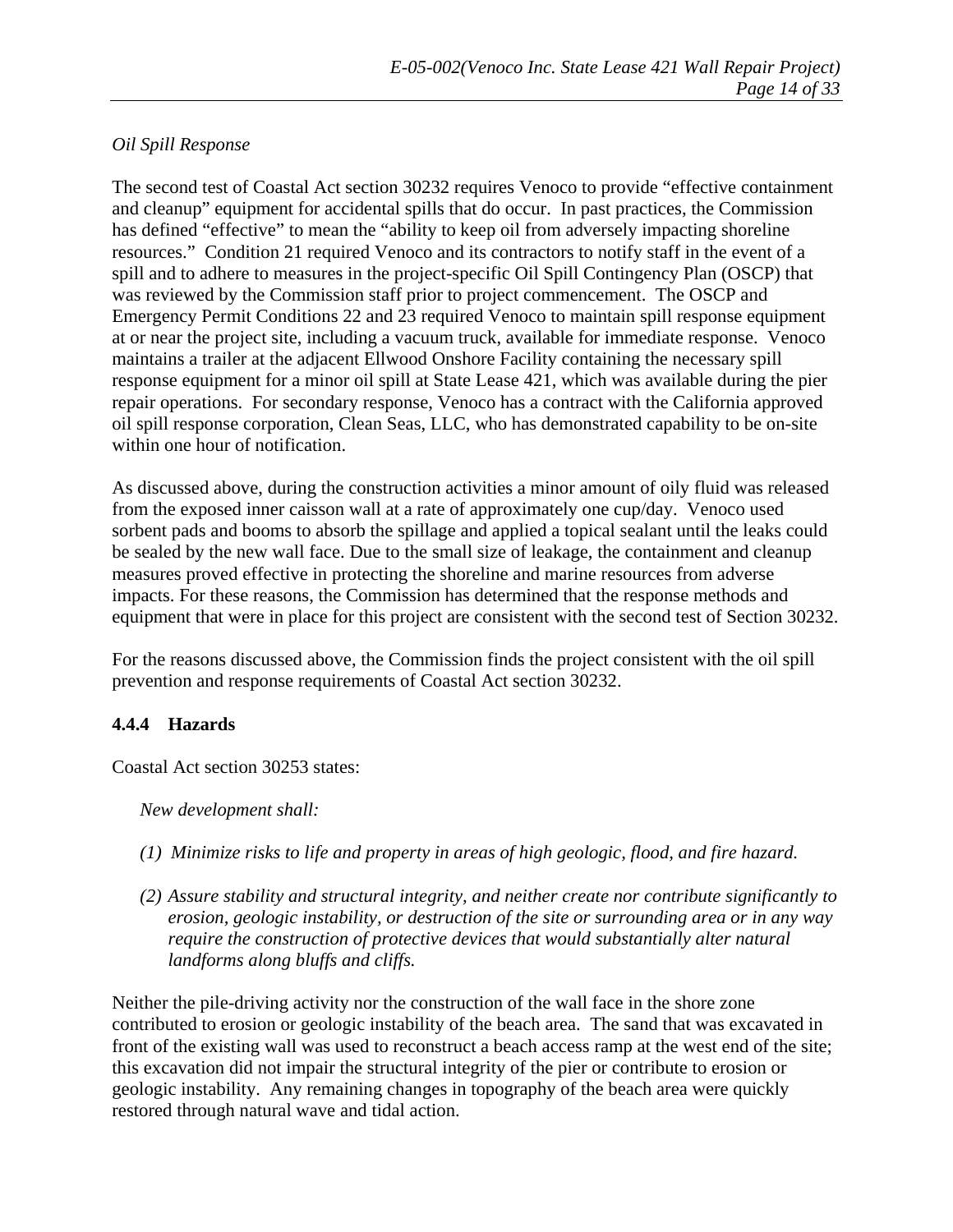*Oil Spill Response*

The second test of Coastal Act section 30232 requires Venoco to provide "effective containment and cleanup" equipment for accidental spills that do occur. In past practices, the Commission has defined "effective" to mean the "ability to keep oil from adversely impacting shoreline resources." Condition 21 required Venoco and its contractors to notify staff in the event of a spill and to adhere to measures in the project-specific Oil Spill Contingency Plan (OSCP) that was reviewed by the Commission staff prior to project commencement. The OSCP and Emergency Permit Conditions 22 and 23 required Venoco to maintain spill response equipment at or near the project site, including a vacuum truck, available for immediate response. Venoco maintains a trailer at the adjacent Ellwood Onshore Facility containing the necessary spill response equipment for a minor oil spill at State Lease 421, which was available during the pier repair operations. For secondary response, Venoco has a contract with the California approved oil spill response corporation, Clean Seas, LLC, who has demonstrated capability to be on-site within one hour of notification.

As discussed above, during the construction activities a minor amount of oily fluid was released from the exposed inner caisson wall at a rate of approximately one cup/day. Venoco used sorbent pads and booms to absorb the spillage and applied a topical sealant until the leaks could be sealed by the new wall face. Due to the small size of leakage, the containment and cleanup measures proved effective in protecting the shoreline and marine resources from adverse impacts. For these reasons, the Commission has determined that the response methods and equipment that were in place for this project are consistent with the second test of Section 30232.

For the reasons discussed above, the Commission finds the project consistent with the oil spill prevention and response requirements of Coastal Act section 30232.

### 4.4.4 Hazards

Coastal Act section 30253 states:

> *New development shall:*
>
> *(1) Minimize risks to life and property in areas of high geologic, flood, and fire hazard.*
>
> *(2) Assure stability and structural integrity, and neither create nor contribute significantly to erosion, geologic instability, or destruction of the site or surrounding area or in any way require the construction of protective devices that would substantially alter natural landforms along bluffs and cliffs.*

Neither the pile-driving activity nor the construction of the wall face in the shore zone contributed to erosion or geologic instability of the beach area. The sand that was excavated in front of the existing wall was used to reconstruct a beach access ramp at the west end of the site; this excavation did not impair the structural integrity of the pier or contribute to erosion or geologic instability. Any remaining changes in topography of the beach area were quickly restored through natural wave and tidal action.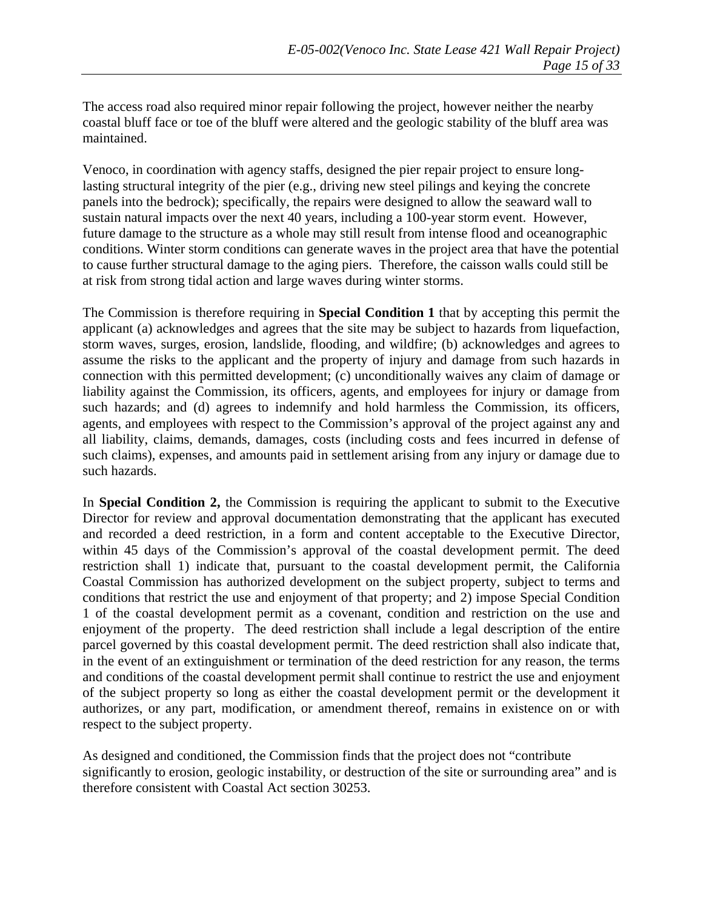The access road also required minor repair following the project, however neither the nearby coastal bluff face or toe of the bluff were altered and the geologic stability of the bluff area was maintained.

Venoco, in coordination with agency staffs, designed the pier repair project to ensure long-lasting structural integrity of the pier (e.g., driving new steel pilings and keying the concrete panels into the bedrock); specifically, the repairs were designed to allow the seaward wall to sustain natural impacts over the next 40 years, including a 100-year storm event. However, future damage to the structure as a whole may still result from intense flood and oceanographic conditions. Winter storm conditions can generate waves in the project area that have the potential to cause further structural damage to the aging piers. Therefore, the caisson walls could still be at risk from strong tidal action and large waves during winter storms.

The Commission is therefore requiring in **Special Condition 1** that by accepting this permit the applicant (a) acknowledges and agrees that the site may be subject to hazards from liquefaction, storm waves, surges, erosion, landslide, flooding, and wildfire; (b) acknowledges and agrees to assume the risks to the applicant and the property of injury and damage from such hazards in connection with this permitted development; (c) unconditionally waives any claim of damage or liability against the Commission, its officers, agents, and employees for injury or damage from such hazards; and (d) agrees to indemnify and hold harmless the Commission, its officers, agents, and employees with respect to the Commission's approval of the project against any and all liability, claims, demands, damages, costs (including costs and fees incurred in defense of such claims), expenses, and amounts paid in settlement arising from any injury or damage due to such hazards.

In **Special Condition 2,** the Commission is requiring the applicant to submit to the Executive Director for review and approval documentation demonstrating that the applicant has executed and recorded a deed restriction, in a form and content acceptable to the Executive Director, within 45 days of the Commission's approval of the coastal development permit. The deed restriction shall 1) indicate that, pursuant to the coastal development permit, the California Coastal Commission has authorized development on the subject property, subject to terms and conditions that restrict the use and enjoyment of that property; and 2) impose Special Condition 1 of the coastal development permit as a covenant, condition and restriction on the use and enjoyment of the property. The deed restriction shall include a legal description of the entire parcel governed by this coastal development permit. The deed restriction shall also indicate that, in the event of an extinguishment or termination of the deed restriction for any reason, the terms and conditions of the coastal development permit shall continue to restrict the use and enjoyment of the subject property so long as either the coastal development permit or the development it authorizes, or any part, modification, or amendment thereof, remains in existence on or with respect to the subject property.

As designed and conditioned, the Commission finds that the project does not "contribute significantly to erosion, geologic instability, or destruction of the site or surrounding area" and is therefore consistent with Coastal Act section 30253.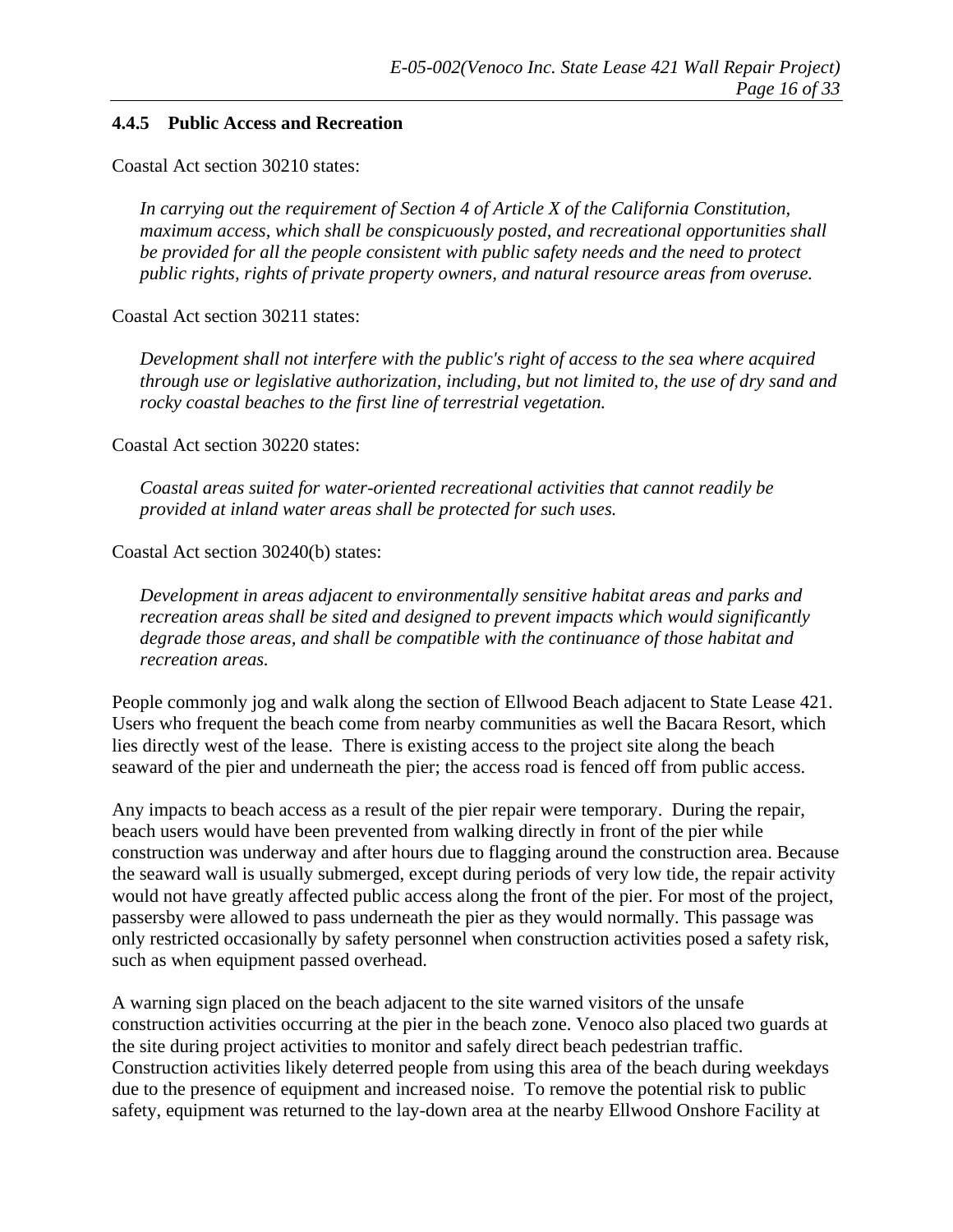### 4.4.5 Public Access and Recreation

Coastal Act section 30210 states:

> *In carrying out the requirement of Section 4 of Article X of the California Constitution, maximum access, which shall be conspicuously posted, and recreational opportunities shall be provided for all the people consistent with public safety needs and the need to protect public rights, rights of private property owners, and natural resource areas from overuse.*

Coastal Act section 30211 states:

> *Development shall not interfere with the public's right of access to the sea where acquired through use or legislative authorization, including, but not limited to, the use of dry sand and rocky coastal beaches to the first line of terrestrial vegetation.*

Coastal Act section 30220 states:

> *Coastal areas suited for water-oriented recreational activities that cannot readily be provided at inland water areas shall be protected for such uses.*

Coastal Act section 30240(b) states:

> *Development in areas adjacent to environmentally sensitive habitat areas and parks and recreation areas shall be sited and designed to prevent impacts which would significantly degrade those areas, and shall be compatible with the continuance of those habitat and recreation areas.*

People commonly jog and walk along the section of Ellwood Beach adjacent to State Lease 421. Users who frequent the beach come from nearby communities as well the Bacara Resort, which lies directly west of the lease. There is existing access to the project site along the beach seaward of the pier and underneath the pier; the access road is fenced off from public access.

Any impacts to beach access as a result of the pier repair were temporary. During the repair, beach users would have been prevented from walking directly in front of the pier while construction was underway and after hours due to flagging around the construction area. Because the seaward wall is usually submerged, except during periods of very low tide, the repair activity would not have greatly affected public access along the front of the pier. For most of the project, passersby were allowed to pass underneath the pier as they would normally. This passage was only restricted occasionally by safety personnel when construction activities posed a safety risk, such as when equipment passed overhead.

A warning sign placed on the beach adjacent to the site warned visitors of the unsafe construction activities occurring at the pier in the beach zone. Venoco also placed two guards at the site during project activities to monitor and safely direct beach pedestrian traffic. Construction activities likely deterred people from using this area of the beach during weekdays due to the presence of equipment and increased noise. To remove the potential risk to public safety, equipment was returned to the lay-down area at the nearby Ellwood Onshore Facility at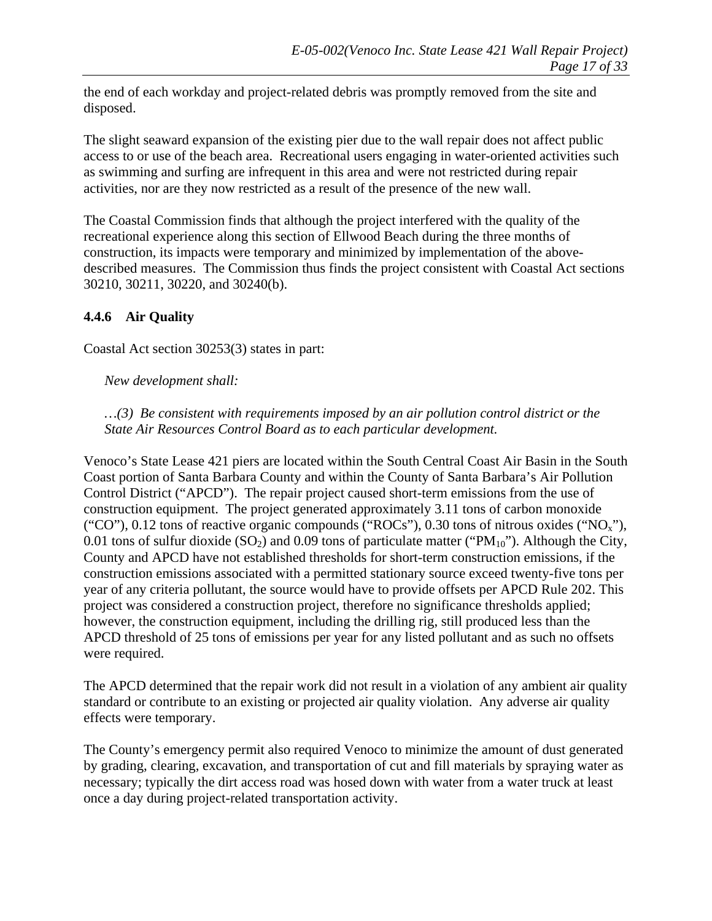the end of each workday and project-related debris was promptly removed from the site and disposed.

The slight seaward expansion of the existing pier due to the wall repair does not affect public access to or use of the beach area. Recreational users engaging in water-oriented activities such as swimming and surfing are infrequent in this area and were not restricted during repair activities, nor are they now restricted as a result of the presence of the new wall.

The Coastal Commission finds that although the project interfered with the quality of the recreational experience along this section of Ellwood Beach during the three months of construction, its impacts were temporary and minimized by implementation of the above-described measures. The Commission thus finds the project consistent with Coastal Act sections 30210, 30211, 30220, and 30240(b).

### 4.4.6 Air Quality

Coastal Act section 30253(3) states in part:

*New development shall:*

*…(3) Be consistent with requirements imposed by an air pollution control district or the State Air Resources Control Board as to each particular development.*

Venoco's State Lease 421 piers are located within the South Central Coast Air Basin in the South Coast portion of Santa Barbara County and within the County of Santa Barbara's Air Pollution Control District ("APCD"). The repair project caused short-term emissions from the use of construction equipment. The project generated approximately 3.11 tons of carbon monoxide ("CO"), 0.12 tons of reactive organic compounds ("ROCs"), 0.30 tons of nitrous oxides ("$NO_x$"), 0.01 tons of sulfur dioxide ($SO_2$) and 0.09 tons of particulate matter ("$PM_{10}$"). Although the City, County and APCD have not established thresholds for short-term construction emissions, if the construction emissions associated with a permitted stationary source exceed twenty-five tons per year of any criteria pollutant, the source would have to provide offsets per APCD Rule 202. This project was considered a construction project, therefore no significance thresholds applied; however, the construction equipment, including the drilling rig, still produced less than the APCD threshold of 25 tons of emissions per year for any listed pollutant and as such no offsets were required.

The APCD determined that the repair work did not result in a violation of any ambient air quality standard or contribute to an existing or projected air quality violation. Any adverse air quality effects were temporary.

The County's emergency permit also required Venoco to minimize the amount of dust generated by grading, clearing, excavation, and transportation of cut and fill materials by spraying water as necessary; typically the dirt access road was hosed down with water from a water truck at least once a day during project-related transportation activity.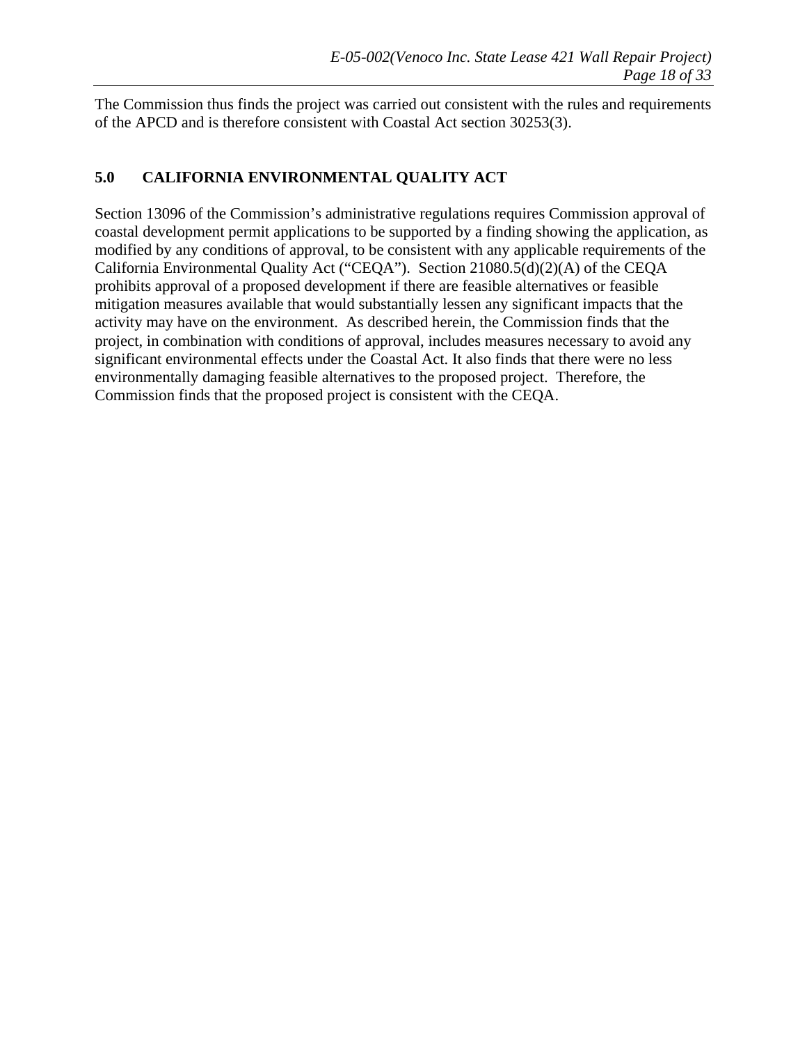The Commission thus finds the project was carried out consistent with the rules and requirements of the APCD and is therefore consistent with Coastal Act section 30253(3).

## 5.0 CALIFORNIA ENVIRONMENTAL QUALITY ACT

Section 13096 of the Commission's administrative regulations requires Commission approval of coastal development permit applications to be supported by a finding showing the application, as modified by any conditions of approval, to be consistent with any applicable requirements of the California Environmental Quality Act ("CEQA"). Section 21080.5(d)(2)(A) of the CEQA prohibits approval of a proposed development if there are feasible alternatives or feasible mitigation measures available that would substantially lessen any significant impacts that the activity may have on the environment. As described herein, the Commission finds that the project, in combination with conditions of approval, includes measures necessary to avoid any significant environmental effects under the Coastal Act. It also finds that there were no less environmentally damaging feasible alternatives to the proposed project. Therefore, the Commission finds that the proposed project is consistent with the CEQA.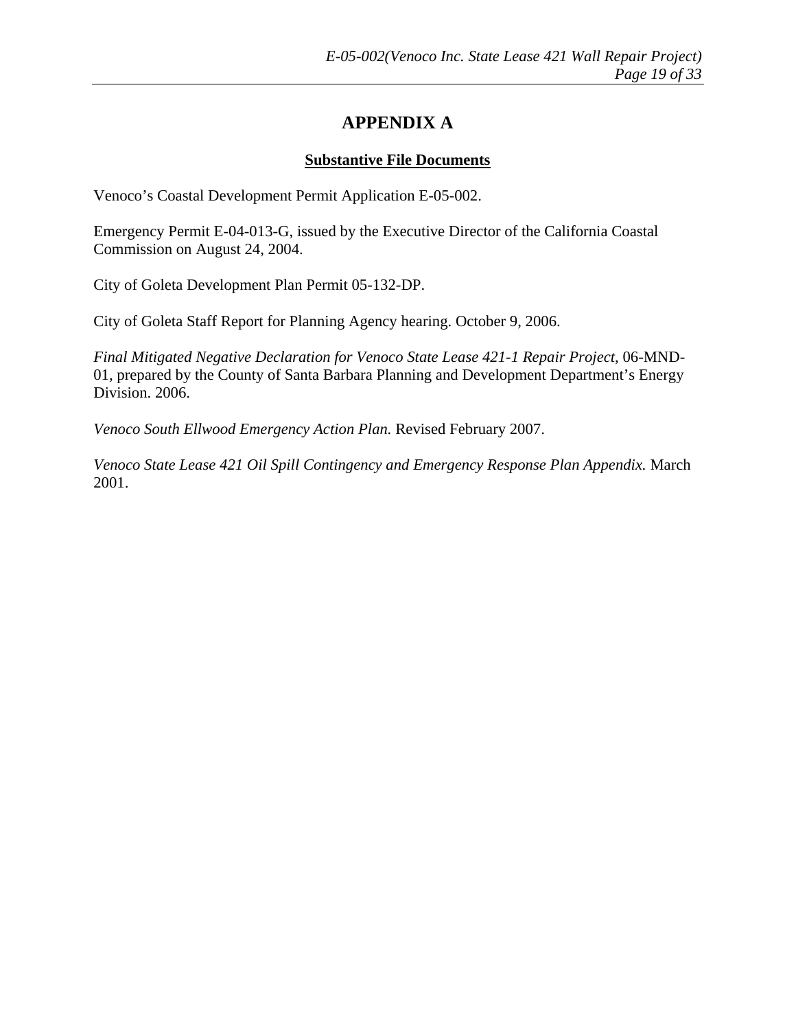# APPENDIX A

**Substantive File Documents**

Venoco's Coastal Development Permit Application E-05-002.

Emergency Permit E-04-013-G, issued by the Executive Director of the California Coastal Commission on August 24, 2004.

City of Goleta Development Plan Permit 05-132-DP.

City of Goleta Staff Report for Planning Agency hearing. October 9, 2006.

*Final Mitigated Negative Declaration for Venoco State Lease 421-1 Repair Project*, 06-MND-01, prepared by the County of Santa Barbara Planning and Development Department's Energy Division. 2006.

*Venoco South Ellwood Emergency Action Plan.* Revised February 2007.

*Venoco State Lease 421 Oil Spill Contingency and Emergency Response Plan Appendix.* March 2001.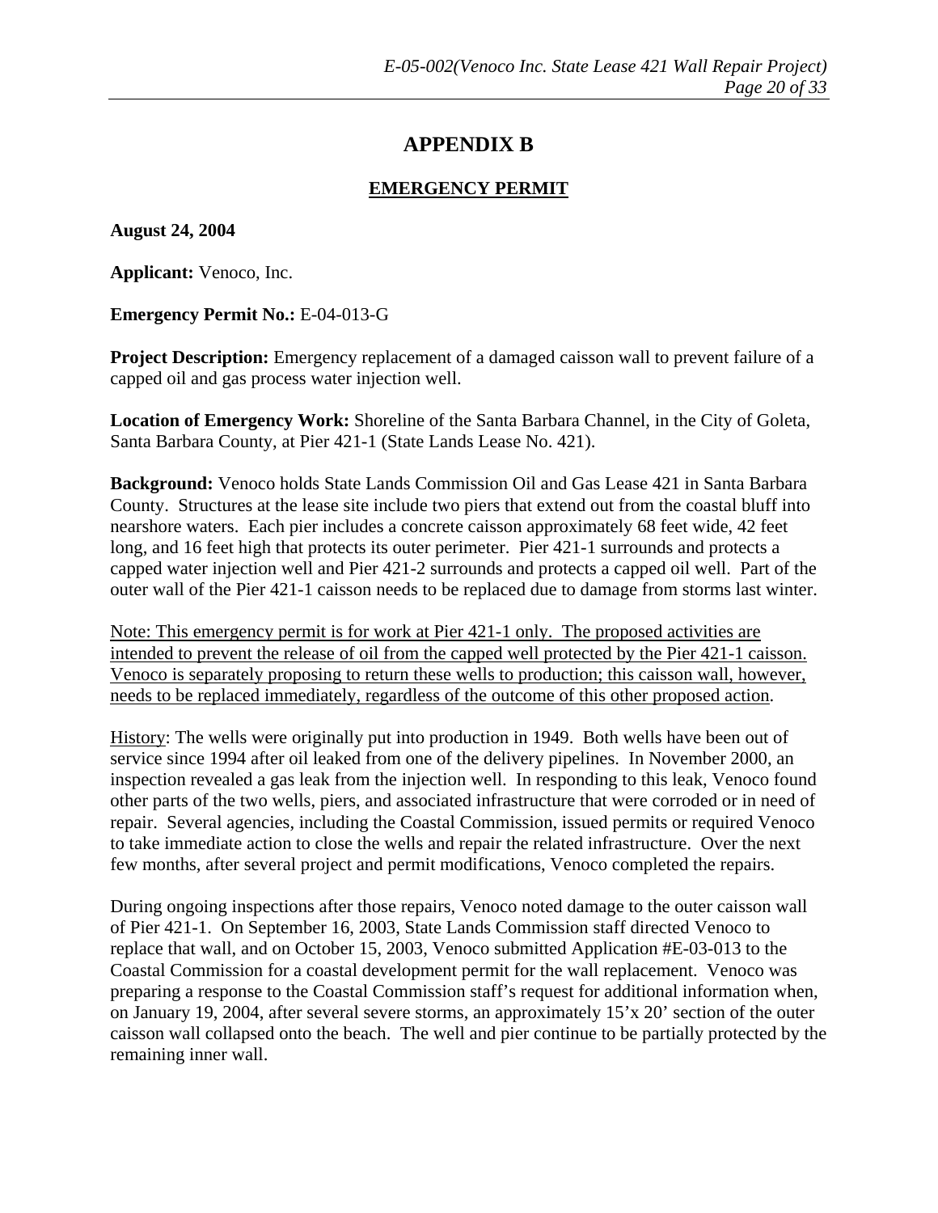# APPENDIX B

## EMERGENCY PERMIT

**August 24, 2004**

**Applicant:** Venoco, Inc.

**Emergency Permit No.:** E-04-013-G

**Project Description:** Emergency replacement of a damaged caisson wall to prevent failure of a capped oil and gas process water injection well.

**Location of Emergency Work:** Shoreline of the Santa Barbara Channel, in the City of Goleta, Santa Barbara County, at Pier 421-1 (State Lands Lease No. 421).

**Background:** Venoco holds State Lands Commission Oil and Gas Lease 421 in Santa Barbara County. Structures at the lease site include two piers that extend out from the coastal bluff into nearshore waters. Each pier includes a concrete caisson approximately 68 feet wide, 42 feet long, and 16 feet high that protects its outer perimeter. Pier 421-1 surrounds and protects a capped water injection well and Pier 421-2 surrounds and protects a capped oil well. Part of the outer wall of the Pier 421-1 caisson needs to be replaced due to damage from storms last winter.

<u>Note: This emergency permit is for work at Pier 421-1 only. The proposed activities are intended to prevent the release of oil from the capped well protected by the Pier 421-1 caisson. Venoco is separately proposing to return these wells to production; this caisson wall, however, needs to be replaced immediately, regardless of the outcome of this other proposed action</u>.

<u>History</u>: The wells were originally put into production in 1949. Both wells have been out of service since 1994 after oil leaked from one of the delivery pipelines. In November 2000, an inspection revealed a gas leak from the injection well. In responding to this leak, Venoco found other parts of the two wells, piers, and associated infrastructure that were corroded or in need of repair. Several agencies, including the Coastal Commission, issued permits or required Venoco to take immediate action to close the wells and repair the related infrastructure. Over the next few months, after several project and permit modifications, Venoco completed the repairs.

During ongoing inspections after those repairs, Venoco noted damage to the outer caisson wall of Pier 421-1. On September 16, 2003, State Lands Commission staff directed Venoco to replace that wall, and on October 15, 2003, Venoco submitted Application #E-03-013 to the Coastal Commission for a coastal development permit for the wall replacement. Venoco was preparing a response to the Coastal Commission staff's request for additional information when, on January 19, 2004, after several severe storms, an approximately 15'x 20' section of the outer caisson wall collapsed onto the beach. The well and pier continue to be partially protected by the remaining inner wall.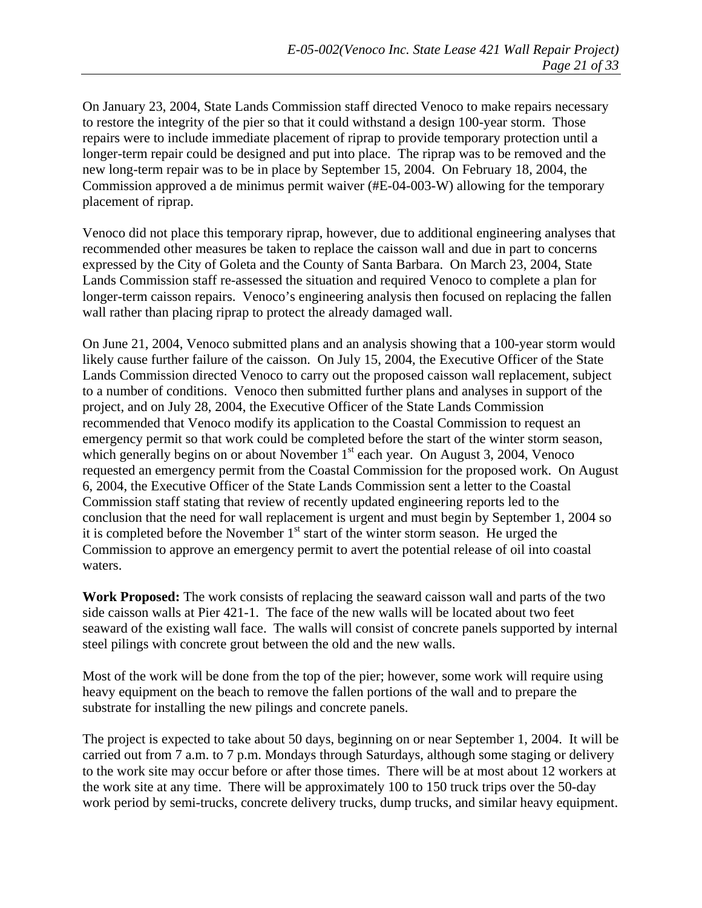On January 23, 2004, State Lands Commission staff directed Venoco to make repairs necessary to restore the integrity of the pier so that it could withstand a design 100-year storm. Those repairs were to include immediate placement of riprap to provide temporary protection until a longer-term repair could be designed and put into place. The riprap was to be removed and the new long-term repair was to be in place by September 15, 2004. On February 18, 2004, the Commission approved a de minimus permit waiver (#E-04-003-W) allowing for the temporary placement of riprap.

Venoco did not place this temporary riprap, however, due to additional engineering analyses that recommended other measures be taken to replace the caisson wall and due in part to concerns expressed by the City of Goleta and the County of Santa Barbara. On March 23, 2004, State Lands Commission staff re-assessed the situation and required Venoco to complete a plan for longer-term caisson repairs. Venoco's engineering analysis then focused on replacing the fallen wall rather than placing riprap to protect the already damaged wall.

On June 21, 2004, Venoco submitted plans and an analysis showing that a 100-year storm would likely cause further failure of the caisson. On July 15, 2004, the Executive Officer of the State Lands Commission directed Venoco to carry out the proposed caisson wall replacement, subject to a number of conditions. Venoco then submitted further plans and analyses in support of the project, and on July 28, 2004, the Executive Officer of the State Lands Commission recommended that Venoco modify its application to the Coastal Commission to request an emergency permit so that work could be completed before the start of the winter storm season, which generally begins on or about November 1st each year. On August 3, 2004, Venoco requested an emergency permit from the Coastal Commission for the proposed work. On August 6, 2004, the Executive Officer of the State Lands Commission sent a letter to the Coastal Commission staff stating that review of recently updated engineering reports led to the conclusion that the need for wall replacement is urgent and must begin by September 1, 2004 so it is completed before the November 1st start of the winter storm season. He urged the Commission to approve an emergency permit to avert the potential release of oil into coastal waters.

**Work Proposed:** The work consists of replacing the seaward caisson wall and parts of the two side caisson walls at Pier 421-1. The face of the new walls will be located about two feet seaward of the existing wall face. The walls will consist of concrete panels supported by internal steel pilings with concrete grout between the old and the new walls.

Most of the work will be done from the top of the pier; however, some work will require using heavy equipment on the beach to remove the fallen portions of the wall and to prepare the substrate for installing the new pilings and concrete panels.

The project is expected to take about 50 days, beginning on or near September 1, 2004. It will be carried out from 7 a.m. to 7 p.m. Mondays through Saturdays, although some staging or delivery to the work site may occur before or after those times. There will be at most about 12 workers at the work site at any time. There will be approximately 100 to 150 truck trips over the 50-day work period by semi-trucks, concrete delivery trucks, dump trucks, and similar heavy equipment.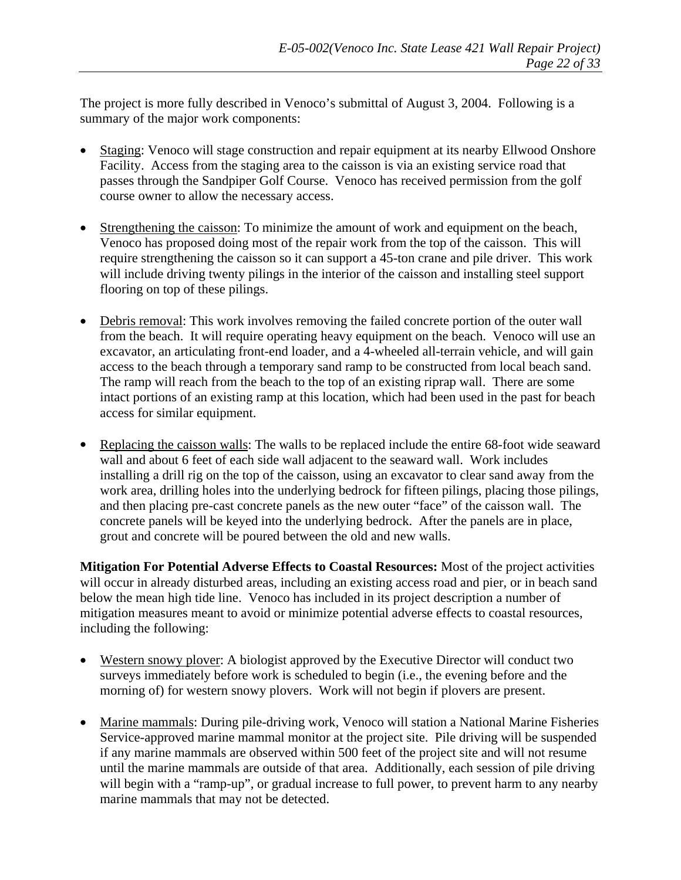The project is more fully described in Venoco's submittal of August 3, 2004. Following is a summary of the major work components:

- Staging: Venoco will stage construction and repair equipment at its nearby Ellwood Onshore Facility. Access from the staging area to the caisson is via an existing service road that passes through the Sandpiper Golf Course. Venoco has received permission from the golf course owner to allow the necessary access.

- Strengthening the caisson: To minimize the amount of work and equipment on the beach, Venoco has proposed doing most of the repair work from the top of the caisson. This will require strengthening the caisson so it can support a 45-ton crane and pile driver. This work will include driving twenty pilings in the interior of the caisson and installing steel support flooring on top of these pilings.

- Debris removal: This work involves removing the failed concrete portion of the outer wall from the beach. It will require operating heavy equipment on the beach. Venoco will use an excavator, an articulating front-end loader, and a 4-wheeled all-terrain vehicle, and will gain access to the beach through a temporary sand ramp to be constructed from local beach sand. The ramp will reach from the beach to the top of an existing riprap wall. There are some intact portions of an existing ramp at this location, which had been used in the past for beach access for similar equipment.

- Replacing the caisson walls: The walls to be replaced include the entire 68-foot wide seaward wall and about 6 feet of each side wall adjacent to the seaward wall. Work includes installing a drill rig on the top of the caisson, using an excavator to clear sand away from the work area, drilling holes into the underlying bedrock for fifteen pilings, placing those pilings, and then placing pre-cast concrete panels as the new outer "face" of the caisson wall. The concrete panels will be keyed into the underlying bedrock. After the panels are in place, grout and concrete will be poured between the old and new walls.

**Mitigation For Potential Adverse Effects to Coastal Resources:** Most of the project activities will occur in already disturbed areas, including an existing access road and pier, or in beach sand below the mean high tide line. Venoco has included in its project description a number of mitigation measures meant to avoid or minimize potential adverse effects to coastal resources, including the following:

- Western snowy plover: A biologist approved by the Executive Director will conduct two surveys immediately before work is scheduled to begin (i.e., the evening before and the morning of) for western snowy plovers. Work will not begin if plovers are present.

- Marine mammals: During pile-driving work, Venoco will station a National Marine Fisheries Service-approved marine mammal monitor at the project site. Pile driving will be suspended if any marine mammals are observed within 500 feet of the project site and will not resume until the marine mammals are outside of that area. Additionally, each session of pile driving will begin with a "ramp-up", or gradual increase to full power, to prevent harm to any nearby marine mammals that may not be detected.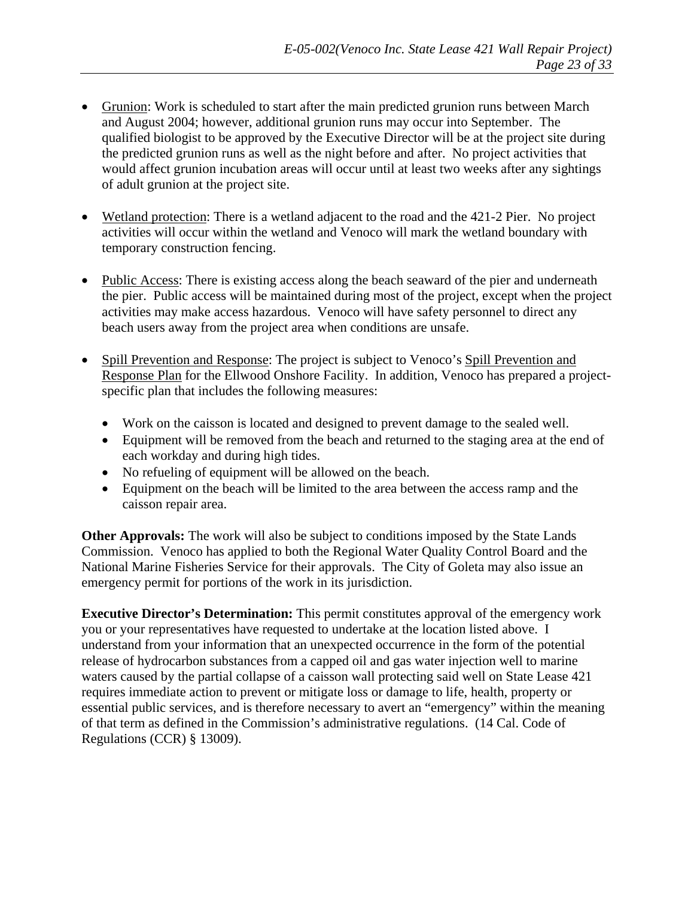- Grunion: Work is scheduled to start after the main predicted grunion runs between March and August 2004; however, additional grunion runs may occur into September. The qualified biologist to be approved by the Executive Director will be at the project site during the predicted grunion runs as well as the night before and after. No project activities that would affect grunion incubation areas will occur until at least two weeks after any sightings of adult grunion at the project site.

- Wetland protection: There is a wetland adjacent to the road and the 421-2 Pier. No project activities will occur within the wetland and Venoco will mark the wetland boundary with temporary construction fencing.

- Public Access: There is existing access along the beach seaward of the pier and underneath the pier. Public access will be maintained during most of the project, except when the project activities may make access hazardous. Venoco will have safety personnel to direct any beach users away from the project area when conditions are unsafe.

- Spill Prevention and Response: The project is subject to Venoco's Spill Prevention and Response Plan for the Ellwood Onshore Facility. In addition, Venoco has prepared a project-specific plan that includes the following measures:

  - Work on the caisson is located and designed to prevent damage to the sealed well.
  - Equipment will be removed from the beach and returned to the staging area at the end of each workday and during high tides.
  - No refueling of equipment will be allowed on the beach.
  - Equipment on the beach will be limited to the area between the access ramp and the caisson repair area.

**Other Approvals:** The work will also be subject to conditions imposed by the State Lands Commission. Venoco has applied to both the Regional Water Quality Control Board and the National Marine Fisheries Service for their approvals. The City of Goleta may also issue an emergency permit for portions of the work in its jurisdiction.

**Executive Director's Determination:** This permit constitutes approval of the emergency work you or your representatives have requested to undertake at the location listed above. I understand from your information that an unexpected occurrence in the form of the potential release of hydrocarbon substances from a capped oil and gas water injection well to marine waters caused by the partial collapse of a caisson wall protecting said well on State Lease 421 requires immediate action to prevent or mitigate loss or damage to life, health, property or essential public services, and is therefore necessary to avert an "emergency" within the meaning of that term as defined in the Commission's administrative regulations. (14 Cal. Code of Regulations (CCR) § 13009).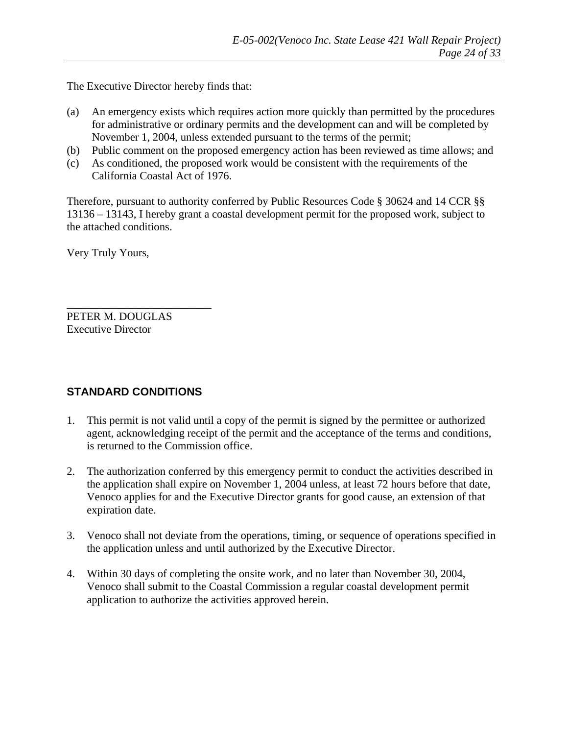The Executive Director hereby finds that:

(a) An emergency exists which requires action more quickly than permitted by the procedures for administrative or ordinary permits and the development can and will be completed by November 1, 2004, unless extended pursuant to the terms of the permit;
(b) Public comment on the proposed emergency action has been reviewed as time allows; and
(c) As conditioned, the proposed work would be consistent with the requirements of the California Coastal Act of 1976.

Therefore, pursuant to authority conferred by Public Resources Code § 30624 and 14 CCR §§ 13136 – 13143, I hereby grant a coastal development permit for the proposed work, subject to the attached conditions.

Very Truly Yours,

\_\_\_\_\_\_\_\_\_\_\_\_\_\_\_\_\_\_\_\_\_\_\_\_\_\_\_

PETER M. DOUGLAS
Executive Director

### STANDARD CONDITIONS

1. This permit is not valid until a copy of the permit is signed by the permittee or authorized agent, acknowledging receipt of the permit and the acceptance of the terms and conditions, is returned to the Commission office.

2. The authorization conferred by this emergency permit to conduct the activities described in the application shall expire on November 1, 2004 unless, at least 72 hours before that date, Venoco applies for and the Executive Director grants for good cause, an extension of that expiration date.

3. Venoco shall not deviate from the operations, timing, or sequence of operations specified in the application unless and until authorized by the Executive Director.

4. Within 30 days of completing the onsite work, and no later than November 30, 2004, Venoco shall submit to the Coastal Commission a regular coastal development permit application to authorize the activities approved herein.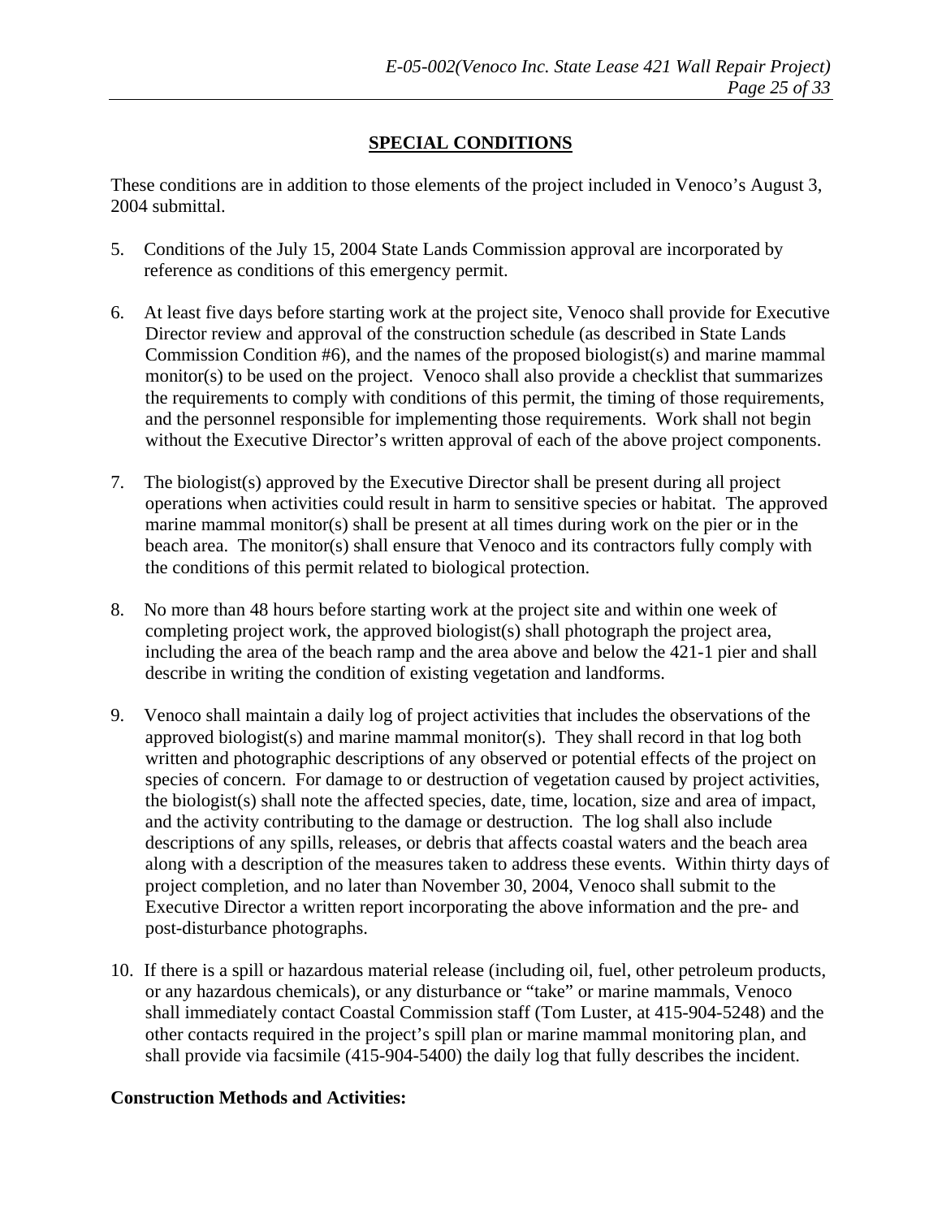## SPECIAL CONDITIONS

These conditions are in addition to those elements of the project included in Venoco's August 3, 2004 submittal.

5. Conditions of the July 15, 2004 State Lands Commission approval are incorporated by reference as conditions of this emergency permit.

6. At least five days before starting work at the project site, Venoco shall provide for Executive Director review and approval of the construction schedule (as described in State Lands Commission Condition #6), and the names of the proposed biologist(s) and marine mammal monitor(s) to be used on the project. Venoco shall also provide a checklist that summarizes the requirements to comply with conditions of this permit, the timing of those requirements, and the personnel responsible for implementing those requirements. Work shall not begin without the Executive Director's written approval of each of the above project components.

7. The biologist(s) approved by the Executive Director shall be present during all project operations when activities could result in harm to sensitive species or habitat. The approved marine mammal monitor(s) shall be present at all times during work on the pier or in the beach area. The monitor(s) shall ensure that Venoco and its contractors fully comply with the conditions of this permit related to biological protection.

8. No more than 48 hours before starting work at the project site and within one week of completing project work, the approved biologist(s) shall photograph the project area, including the area of the beach ramp and the area above and below the 421-1 pier and shall describe in writing the condition of existing vegetation and landforms.

9. Venoco shall maintain a daily log of project activities that includes the observations of the approved biologist(s) and marine mammal monitor(s). They shall record in that log both written and photographic descriptions of any observed or potential effects of the project on species of concern. For damage to or destruction of vegetation caused by project activities, the biologist(s) shall note the affected species, date, time, location, size and area of impact, and the activity contributing to the damage or destruction. The log shall also include descriptions of any spills, releases, or debris that affects coastal waters and the beach area along with a description of the measures taken to address these events. Within thirty days of project completion, and no later than November 30, 2004, Venoco shall submit to the Executive Director a written report incorporating the above information and the pre- and post-disturbance photographs.

10. If there is a spill or hazardous material release (including oil, fuel, other petroleum products, or any hazardous chemicals), or any disturbance or "take" or marine mammals, Venoco shall immediately contact Coastal Commission staff (Tom Luster, at 415-904-5248) and the other contacts required in the project's spill plan or marine mammal monitoring plan, and shall provide via facsimile (415-904-5400) the daily log that fully describes the incident.

**Construction Methods and Activities:**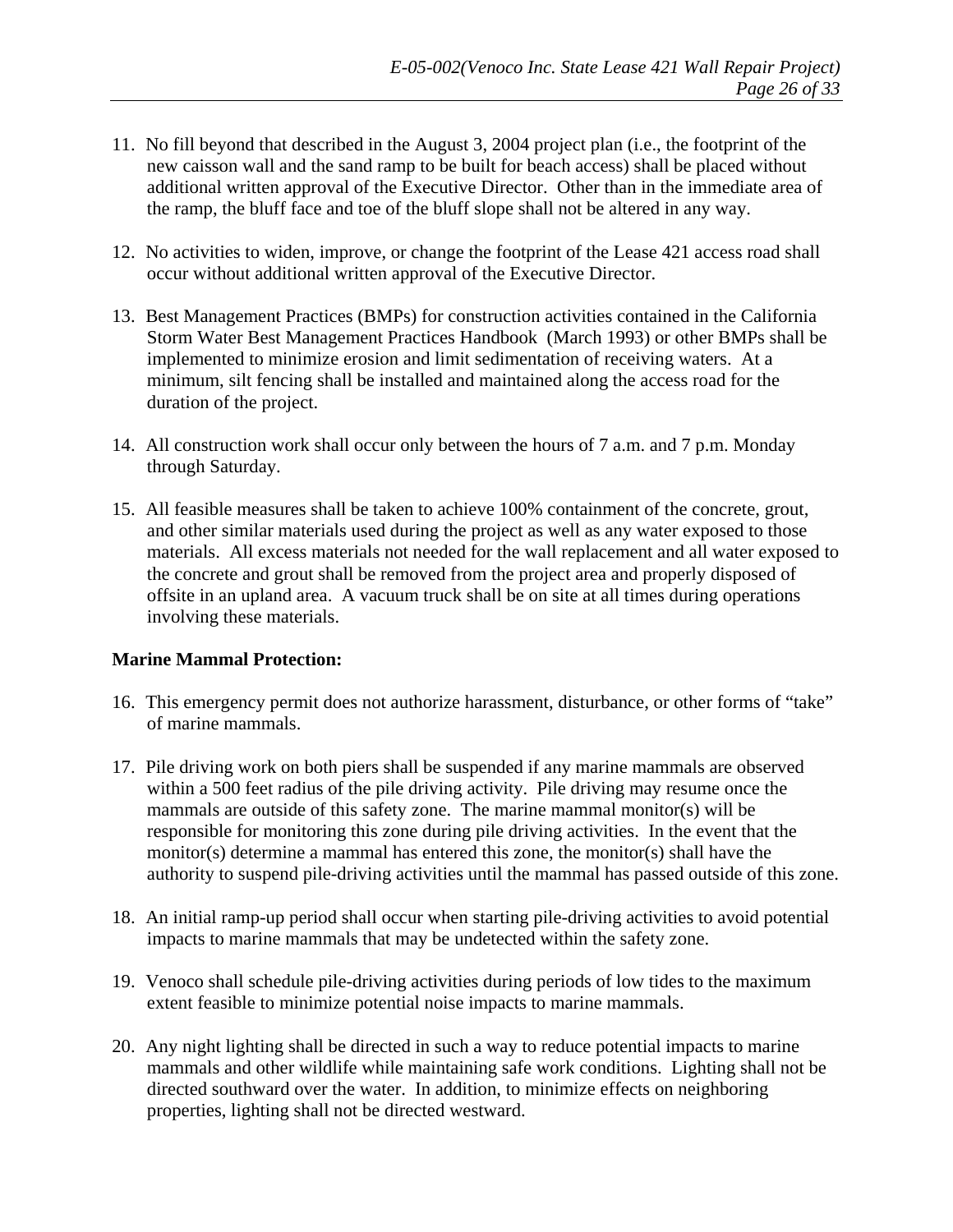11. No fill beyond that described in the August 3, 2004 project plan (i.e., the footprint of the new caisson wall and the sand ramp to be built for beach access) shall be placed without additional written approval of the Executive Director. Other than in the immediate area of the ramp, the bluff face and toe of the bluff slope shall not be altered in any way.

12. No activities to widen, improve, or change the footprint of the Lease 421 access road shall occur without additional written approval of the Executive Director.

13. Best Management Practices (BMPs) for construction activities contained in the California Storm Water Best Management Practices Handbook (March 1993) or other BMPs shall be implemented to minimize erosion and limit sedimentation of receiving waters. At a minimum, silt fencing shall be installed and maintained along the access road for the duration of the project.

14. All construction work shall occur only between the hours of 7 a.m. and 7 p.m. Monday through Saturday.

15. All feasible measures shall be taken to achieve 100% containment of the concrete, grout, and other similar materials used during the project as well as any water exposed to those materials. All excess materials not needed for the wall replacement and all water exposed to the concrete and grout shall be removed from the project area and properly disposed of offsite in an upland area. A vacuum truck shall be on site at all times during operations involving these materials.

**Marine Mammal Protection:**

16. This emergency permit does not authorize harassment, disturbance, or other forms of "take" of marine mammals.

17. Pile driving work on both piers shall be suspended if any marine mammals are observed within a 500 feet radius of the pile driving activity. Pile driving may resume once the mammals are outside of this safety zone. The marine mammal monitor(s) will be responsible for monitoring this zone during pile driving activities. In the event that the monitor(s) determine a mammal has entered this zone, the monitor(s) shall have the authority to suspend pile-driving activities until the mammal has passed outside of this zone.

18. An initial ramp-up period shall occur when starting pile-driving activities to avoid potential impacts to marine mammals that may be undetected within the safety zone.

19. Venoco shall schedule pile-driving activities during periods of low tides to the maximum extent feasible to minimize potential noise impacts to marine mammals.

20. Any night lighting shall be directed in such a way to reduce potential impacts to marine mammals and other wildlife while maintaining safe work conditions. Lighting shall not be directed southward over the water. In addition, to minimize effects on neighboring properties, lighting shall not be directed westward.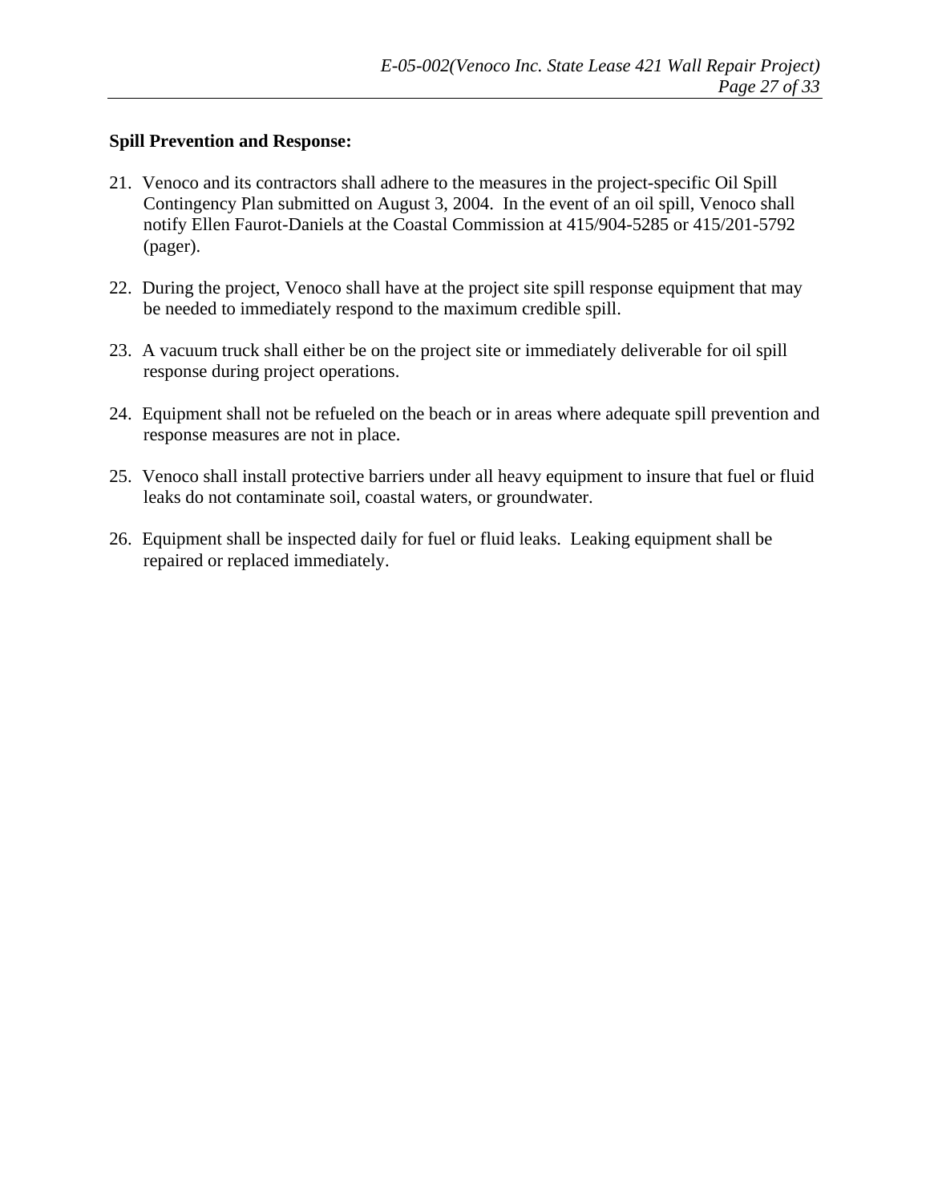**Spill Prevention and Response:**

21. Venoco and its contractors shall adhere to the measures in the project-specific Oil Spill Contingency Plan submitted on August 3, 2004. In the event of an oil spill, Venoco shall notify Ellen Faurot-Daniels at the Coastal Commission at 415/904-5285 or 415/201-5792 (pager).

22. During the project, Venoco shall have at the project site spill response equipment that may be needed to immediately respond to the maximum credible spill.

23. A vacuum truck shall either be on the project site or immediately deliverable for oil spill response during project operations.

24. Equipment shall not be refueled on the beach or in areas where adequate spill prevention and response measures are not in place.

25. Venoco shall install protective barriers under all heavy equipment to insure that fuel or fluid leaks do not contaminate soil, coastal waters, or groundwater.

26. Equipment shall be inspected daily for fuel or fluid leaks. Leaking equipment shall be repaired or replaced immediately.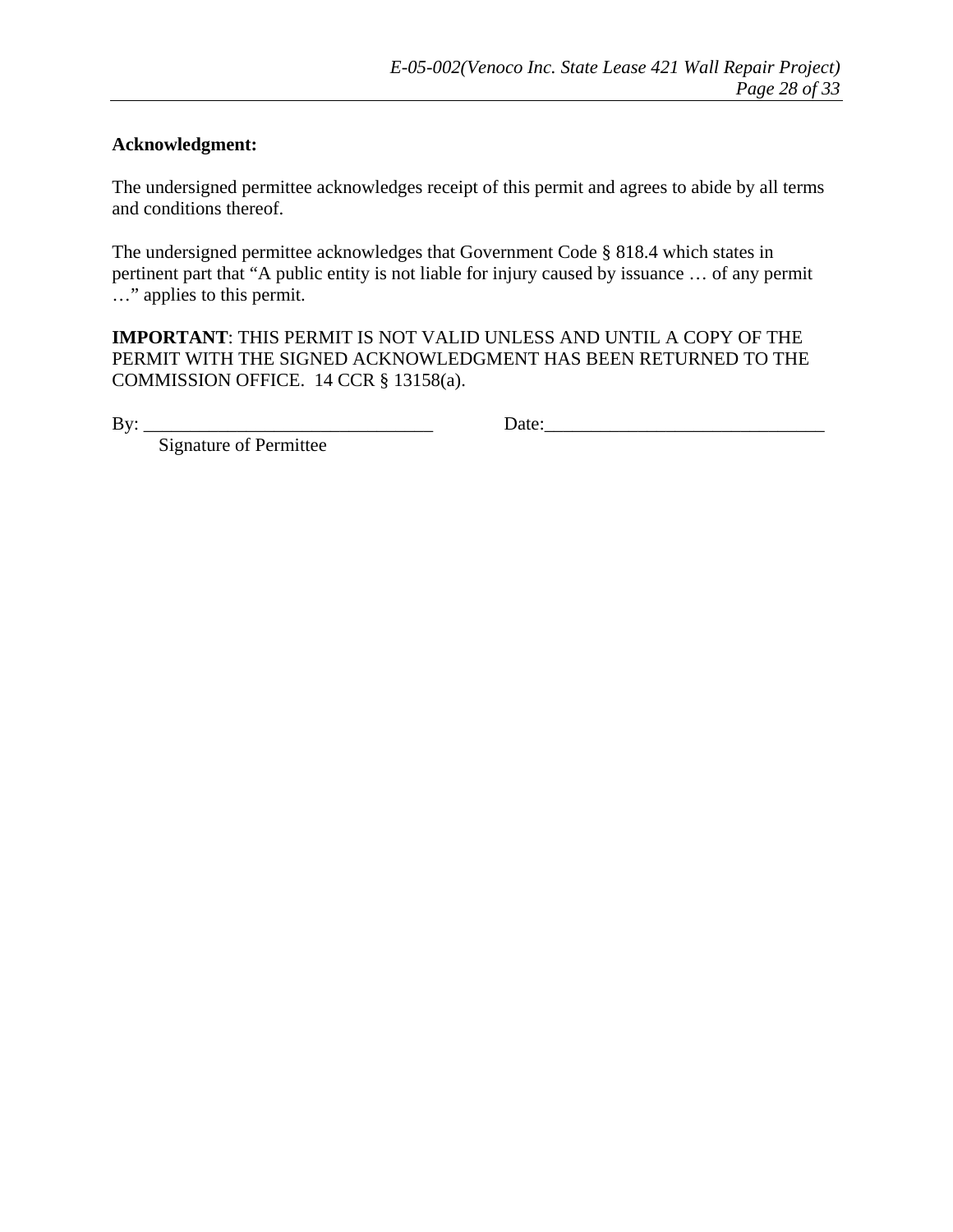**Acknowledgment:**

The undersigned permittee acknowledges receipt of this permit and agrees to abide by all terms and conditions thereof.

The undersigned permittee acknowledges that Government Code § 818.4 which states in pertinent part that "A public entity is not liable for injury caused by issuance … of any permit …" applies to this permit.

**IMPORTANT**: THIS PERMIT IS NOT VALID UNLESS AND UNTIL A COPY OF THE PERMIT WITH THE SIGNED ACKNOWLEDGMENT HAS BEEN RETURNED TO THE COMMISSION OFFICE. 14 CCR § 13158(a).

By: _______________________________ Date:______________________________

Signature of Permittee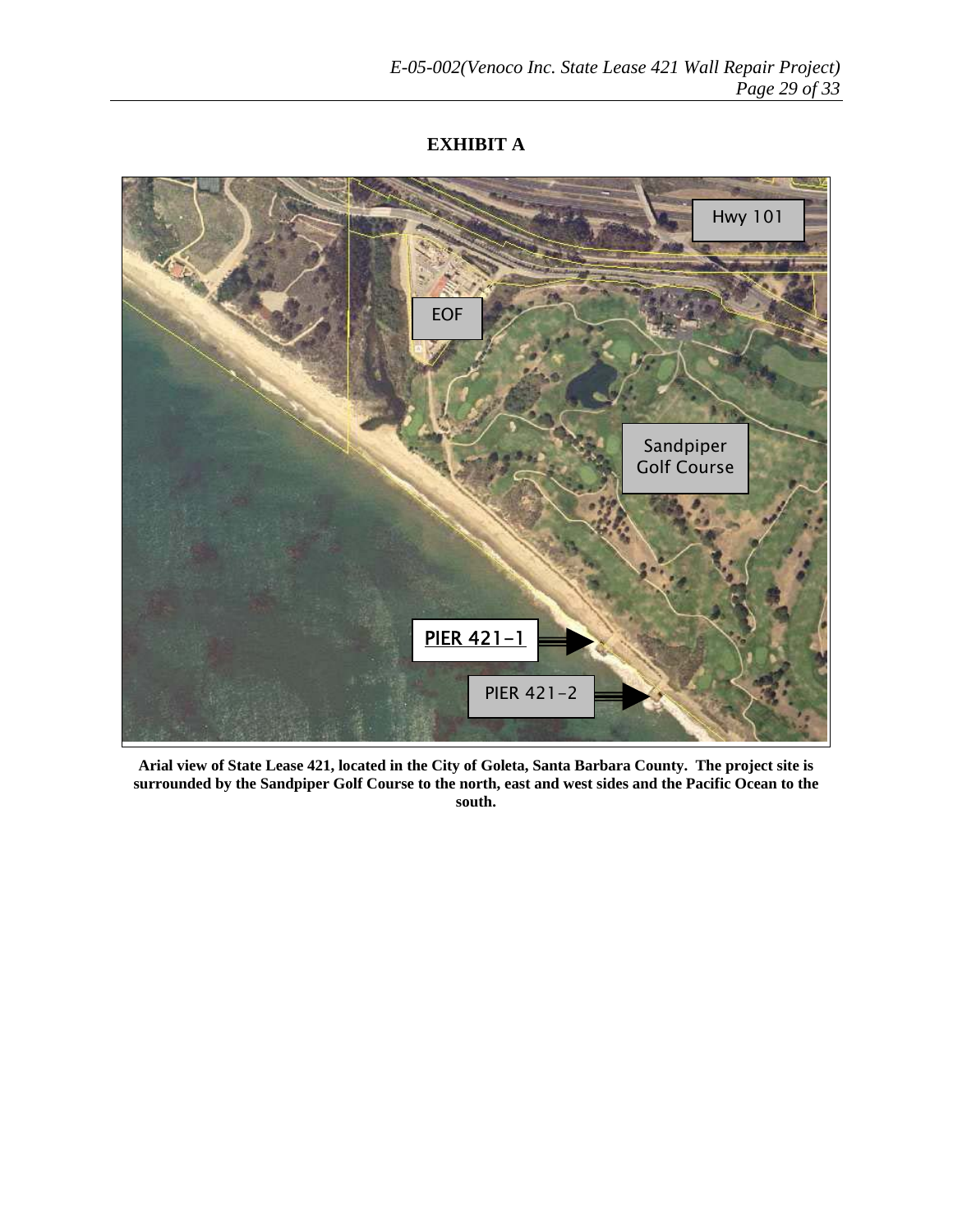## EXHIBIT A

**Arial view of State Lease 421, located in the City of Goleta, Santa Barbara County. The project site is surrounded by the Sandpiper Golf Course to the north, east and west sides and the Pacific Ocean to the south.**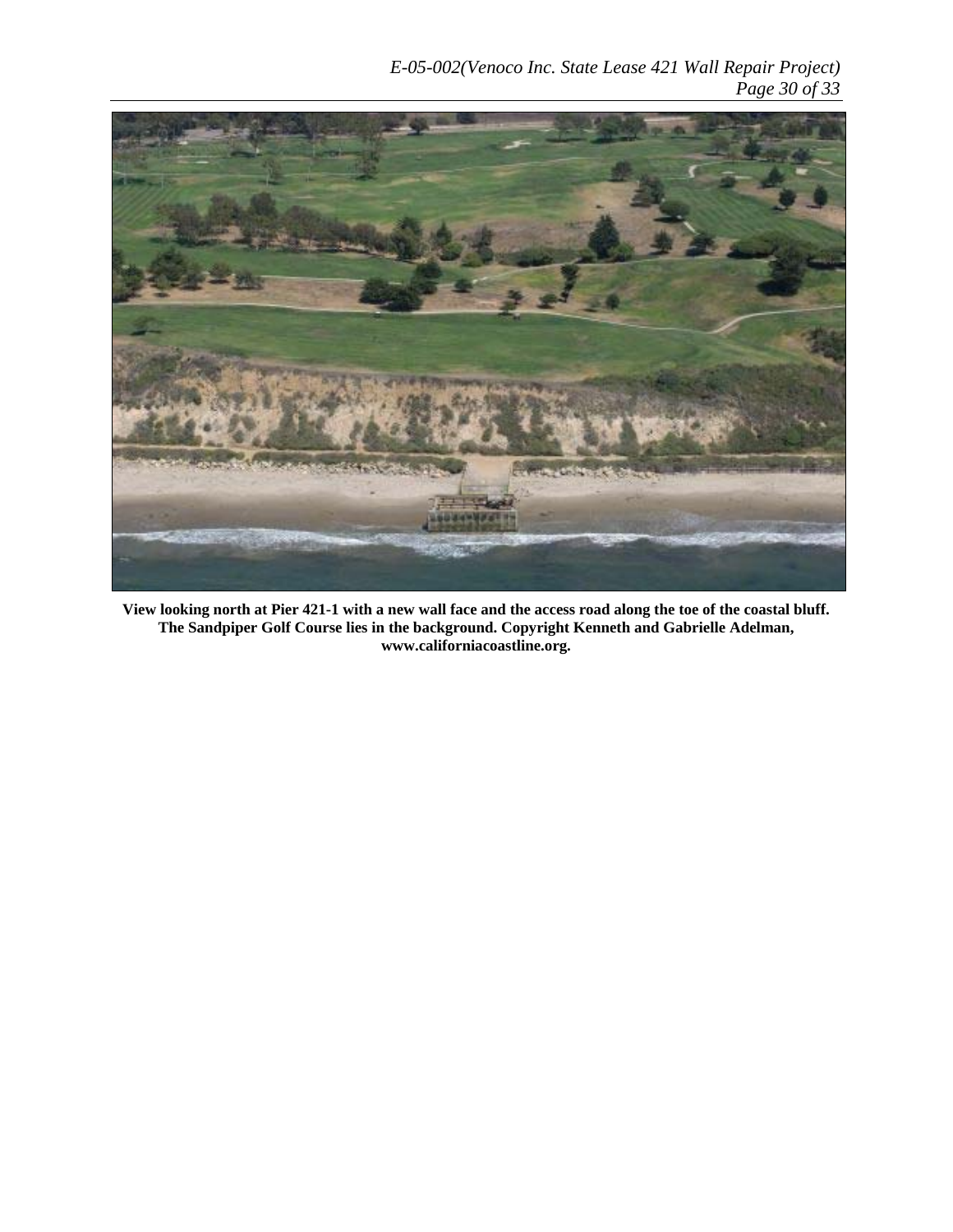**View looking north at Pier 421-1 with a new wall face and the access road along the toe of the coastal bluff. The Sandpiper Golf Course lies in the background. Copyright Kenneth and Gabrielle Adelman, www.californiacoastline.org.**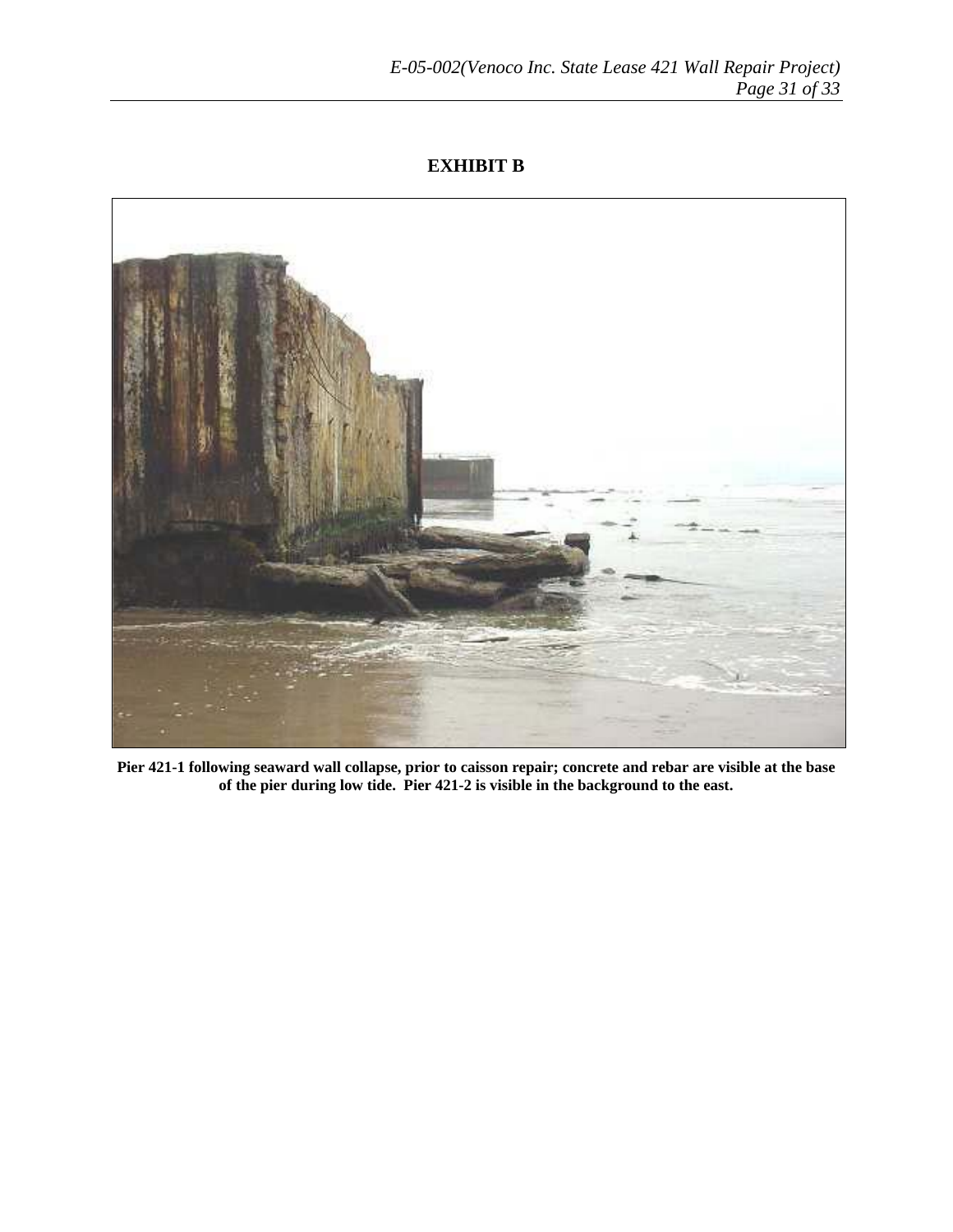# EXHIBIT B

**Pier 421-1 following seaward wall collapse, prior to caisson repair; concrete and rebar are visible at the base of the pier during low tide. Pier 421-2 is visible in the background to the east.**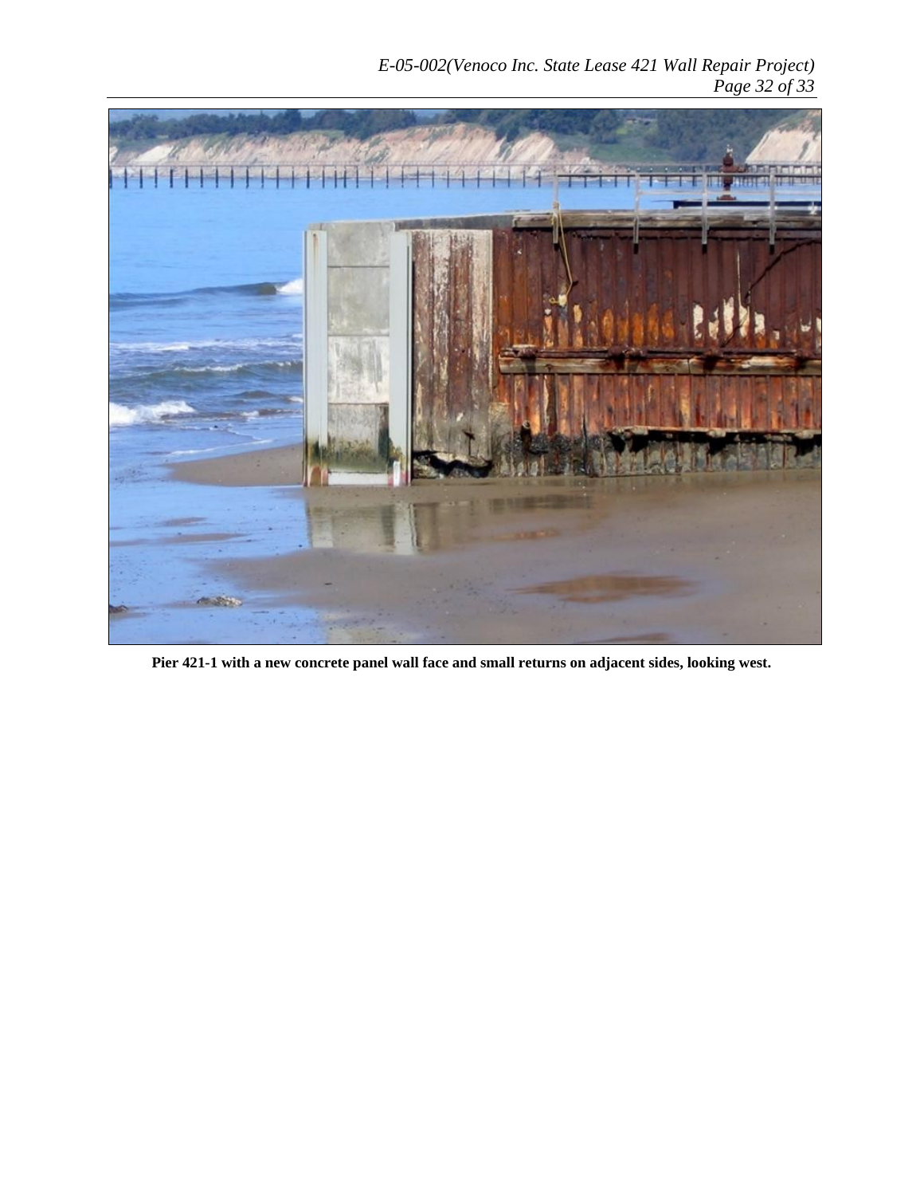**Pier 421-1 with a new concrete panel wall face and small returns on adjacent sides, looking west.**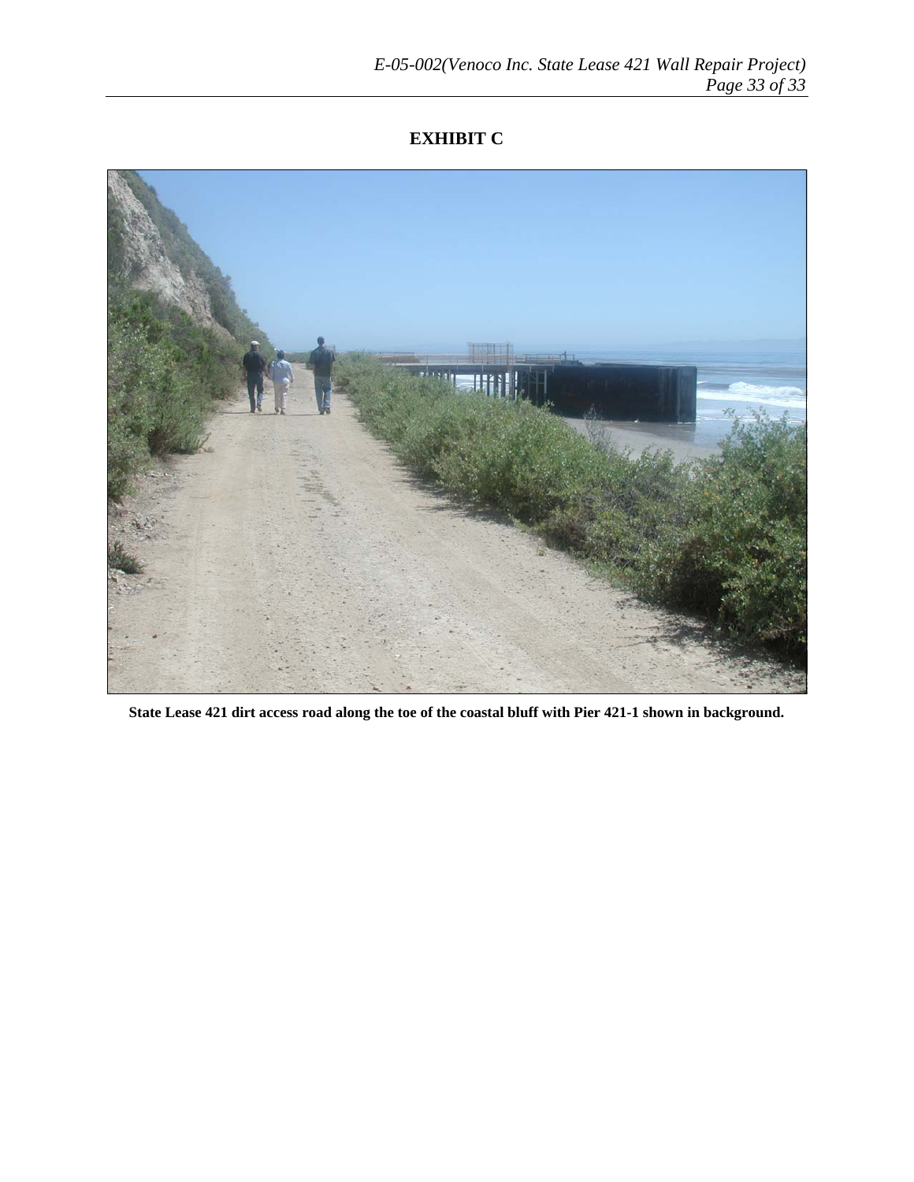# EXHIBIT C

**State Lease 421 dirt access road along the toe of the coastal bluff with Pier 421-1 shown in background.**